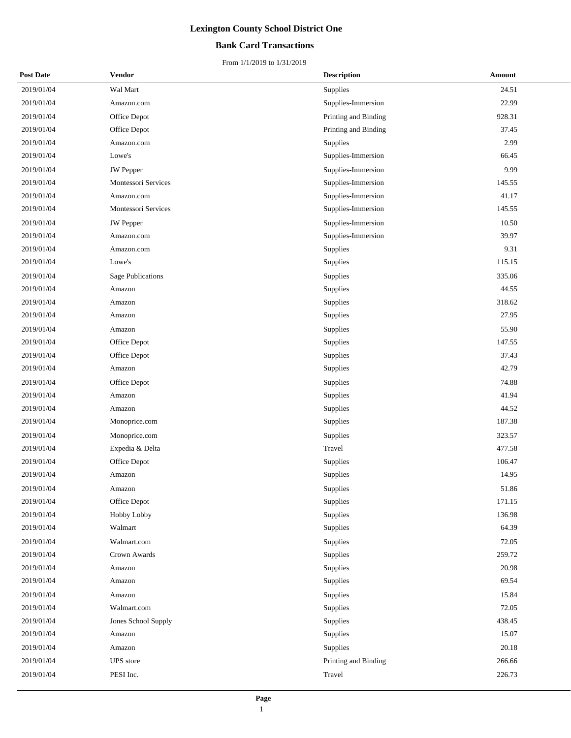# Lexington County School District One

## Bank Card Transactions

From 1/1/2019 to 1/31/2019

| Post Date | Vendor | Description | Amount |
|---|---|---|---|
| 2019/01/04 | Wal Mart | Supplies | 24.51 |
| 2019/01/04 | Amazon.com | Supplies-Immersion | 22.99 |
| 2019/01/04 | Office Depot | Printing and Binding | 928.31 |
| 2019/01/04 | Office Depot | Printing and Binding | 37.45 |
| 2019/01/04 | Amazon.com | Supplies | 2.99 |
| 2019/01/04 | Lowe's | Supplies-Immersion | 66.45 |
| 2019/01/04 | JW Pepper | Supplies-Immersion | 9.99 |
| 2019/01/04 | Montessori Services | Supplies-Immersion | 145.55 |
| 2019/01/04 | Amazon.com | Supplies-Immersion | 41.17 |
| 2019/01/04 | Montessori Services | Supplies-Immersion | 145.55 |
| 2019/01/04 | JW Pepper | Supplies-Immersion | 10.50 |
| 2019/01/04 | Amazon.com | Supplies-Immersion | 39.97 |
| 2019/01/04 | Amazon.com | Supplies | 9.31 |
| 2019/01/04 | Lowe's | Supplies | 115.15 |
| 2019/01/04 | Sage Publications | Supplies | 335.06 |
| 2019/01/04 | Amazon | Supplies | 44.55 |
| 2019/01/04 | Amazon | Supplies | 318.62 |
| 2019/01/04 | Amazon | Supplies | 27.95 |
| 2019/01/04 | Amazon | Supplies | 55.90 |
| 2019/01/04 | Office Depot | Supplies | 147.55 |
| 2019/01/04 | Office Depot | Supplies | 37.43 |
| 2019/01/04 | Amazon | Supplies | 42.79 |
| 2019/01/04 | Office Depot | Supplies | 74.88 |
| 2019/01/04 | Amazon | Supplies | 41.94 |
| 2019/01/04 | Amazon | Supplies | 44.52 |
| 2019/01/04 | Monoprice.com | Supplies | 187.38 |
| 2019/01/04 | Monoprice.com | Supplies | 323.57 |
| 2019/01/04 | Expedia & Delta | Travel | 477.58 |
| 2019/01/04 | Office Depot | Supplies | 106.47 |
| 2019/01/04 | Amazon | Supplies | 14.95 |
| 2019/01/04 | Amazon | Supplies | 51.86 |
| 2019/01/04 | Office Depot | Supplies | 171.15 |
| 2019/01/04 | Hobby Lobby | Supplies | 136.98 |
| 2019/01/04 | Walmart | Supplies | 64.39 |
| 2019/01/04 | Walmart.com | Supplies | 72.05 |
| 2019/01/04 | Crown Awards | Supplies | 259.72 |
| 2019/01/04 | Amazon | Supplies | 20.98 |
| 2019/01/04 | Amazon | Supplies | 69.54 |
| 2019/01/04 | Amazon | Supplies | 15.84 |
| 2019/01/04 | Walmart.com | Supplies | 72.05 |
| 2019/01/04 | Jones School Supply | Supplies | 438.45 |
| 2019/01/04 | Amazon | Supplies | 15.07 |
| 2019/01/04 | Amazon | Supplies | 20.18 |
| 2019/01/04 | UPS store | Printing and Binding | 266.66 |
| 2019/01/04 | PESI Inc. | Travel | 226.73 |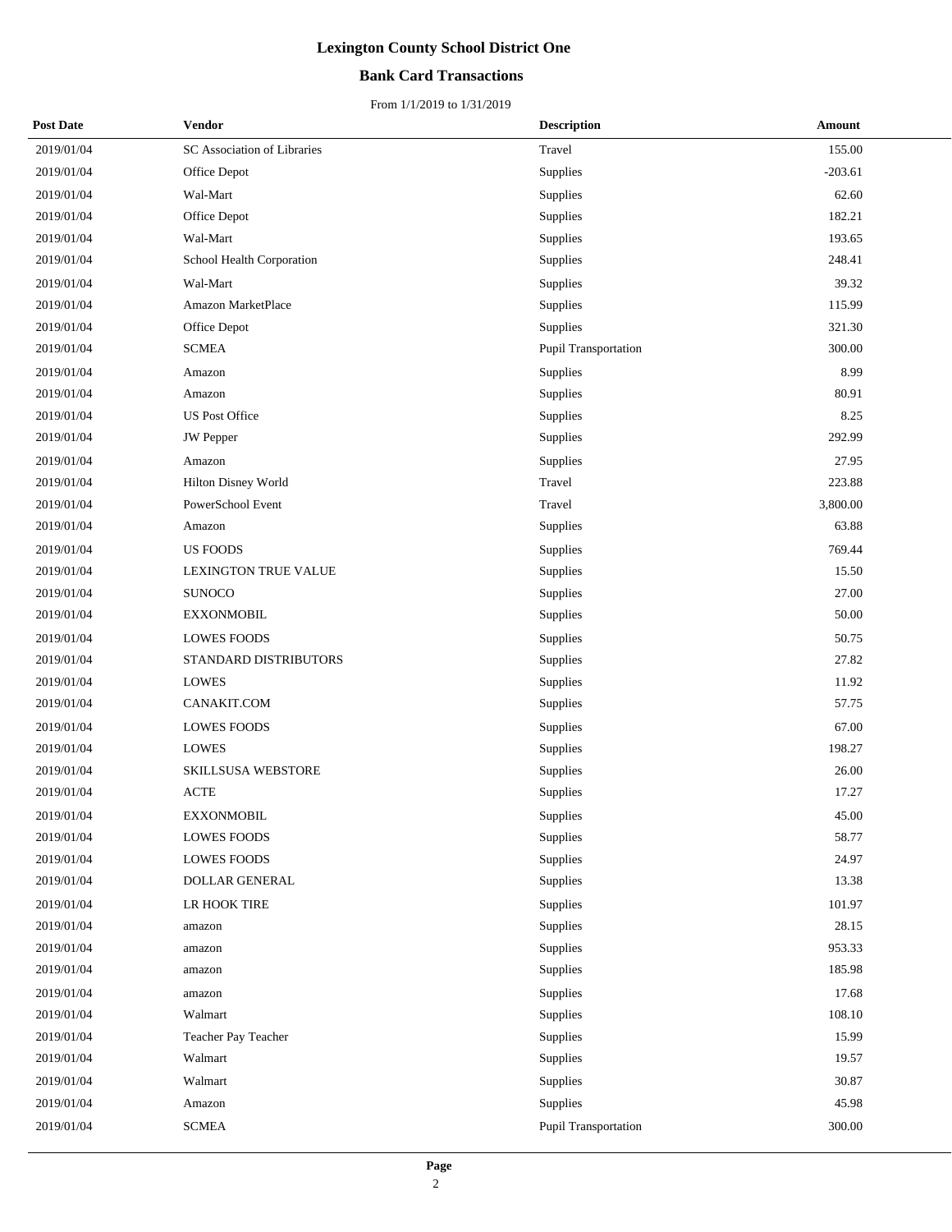# Lexington County School District One

## Bank Card Transactions

From 1/1/2019 to 1/31/2019

| Post Date | Vendor | Description | Amount |
|---|---|---|---|
| 2019/01/04 | SC Association of Libraries | Travel | 155.00 |
| 2019/01/04 | Office Depot | Supplies | -203.61 |
| 2019/01/04 | Wal-Mart | Supplies | 62.60 |
| 2019/01/04 | Office Depot | Supplies | 182.21 |
| 2019/01/04 | Wal-Mart | Supplies | 193.65 |
| 2019/01/04 | School Health Corporation | Supplies | 248.41 |
| 2019/01/04 | Wal-Mart | Supplies | 39.32 |
| 2019/01/04 | Amazon MarketPlace | Supplies | 115.99 |
| 2019/01/04 | Office Depot | Supplies | 321.30 |
| 2019/01/04 | SCMEA | Pupil Transportation | 300.00 |
| 2019/01/04 | Amazon | Supplies | 8.99 |
| 2019/01/04 | Amazon | Supplies | 80.91 |
| 2019/01/04 | US Post Office | Supplies | 8.25 |
| 2019/01/04 | JW Pepper | Supplies | 292.99 |
| 2019/01/04 | Amazon | Supplies | 27.95 |
| 2019/01/04 | Hilton Disney World | Travel | 223.88 |
| 2019/01/04 | PowerSchool Event | Travel | 3,800.00 |
| 2019/01/04 | Amazon | Supplies | 63.88 |
| 2019/01/04 | US FOODS | Supplies | 769.44 |
| 2019/01/04 | LEXINGTON TRUE VALUE | Supplies | 15.50 |
| 2019/01/04 | SUNOCO | Supplies | 27.00 |
| 2019/01/04 | EXXONMOBIL | Supplies | 50.00 |
| 2019/01/04 | LOWES FOODS | Supplies | 50.75 |
| 2019/01/04 | STANDARD DISTRIBUTORS | Supplies | 27.82 |
| 2019/01/04 | LOWES | Supplies | 11.92 |
| 2019/01/04 | CANAKIT.COM | Supplies | 57.75 |
| 2019/01/04 | LOWES FOODS | Supplies | 67.00 |
| 2019/01/04 | LOWES | Supplies | 198.27 |
| 2019/01/04 | SKILLSUSA WEBSTORE | Supplies | 26.00 |
| 2019/01/04 | ACTE | Supplies | 17.27 |
| 2019/01/04 | EXXONMOBIL | Supplies | 45.00 |
| 2019/01/04 | LOWES FOODS | Supplies | 58.77 |
| 2019/01/04 | LOWES FOODS | Supplies | 24.97 |
| 2019/01/04 | DOLLAR GENERAL | Supplies | 13.38 |
| 2019/01/04 | LR HOOK TIRE | Supplies | 101.97 |
| 2019/01/04 | amazon | Supplies | 28.15 |
| 2019/01/04 | amazon | Supplies | 953.33 |
| 2019/01/04 | amazon | Supplies | 185.98 |
| 2019/01/04 | amazon | Supplies | 17.68 |
| 2019/01/04 | Walmart | Supplies | 108.10 |
| 2019/01/04 | Teacher Pay Teacher | Supplies | 15.99 |
| 2019/01/04 | Walmart | Supplies | 19.57 |
| 2019/01/04 | Walmart | Supplies | 30.87 |
| 2019/01/04 | Amazon | Supplies | 45.98 |
| 2019/01/04 | SCMEA | Pupil Transportation | 300.00 |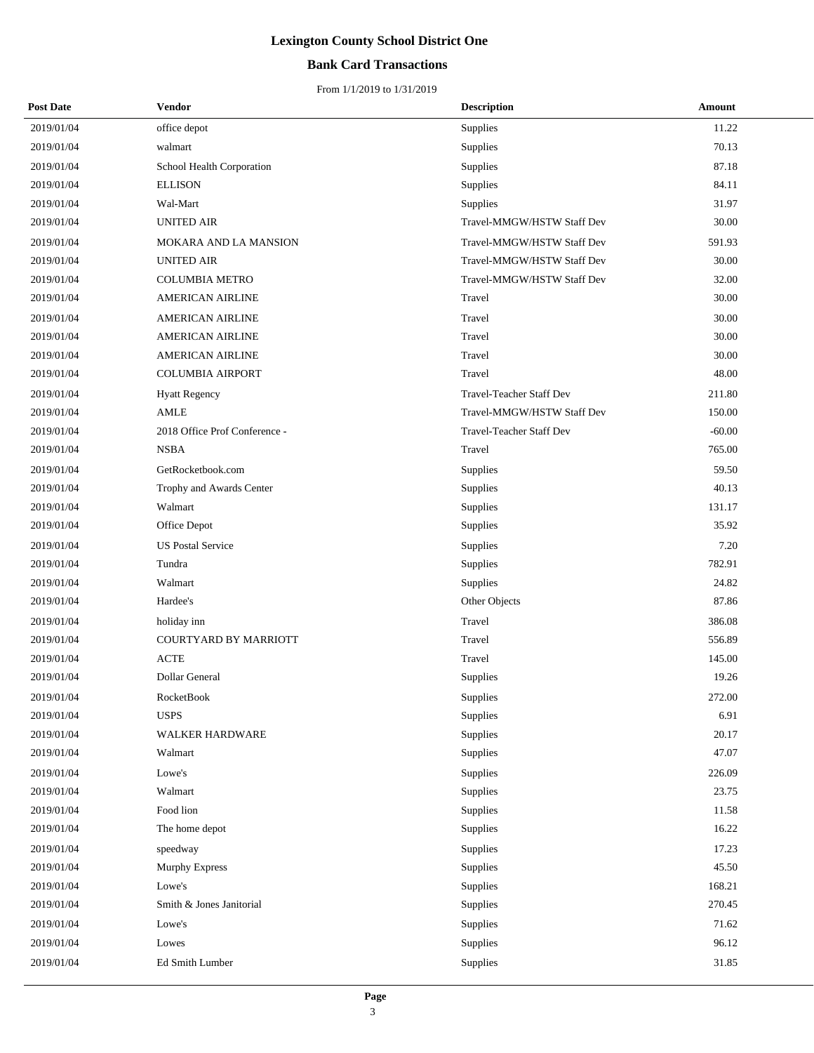# Lexington County School District One

## Bank Card Transactions

From 1/1/2019 to 1/31/2019

| Post Date | Vendor | Description | Amount |
|---|---|---|---|
| 2019/01/04 | office depot | Supplies | 11.22 |
| 2019/01/04 | walmart | Supplies | 70.13 |
| 2019/01/04 | School Health Corporation | Supplies | 87.18 |
| 2019/01/04 | ELLISON | Supplies | 84.11 |
| 2019/01/04 | Wal-Mart | Supplies | 31.97 |
| 2019/01/04 | UNITED AIR | Travel-MMGW/HSTW Staff Dev | 30.00 |
| 2019/01/04 | MOKARA AND LA MANSION | Travel-MMGW/HSTW Staff Dev | 591.93 |
| 2019/01/04 | UNITED AIR | Travel-MMGW/HSTW Staff Dev | 30.00 |
| 2019/01/04 | COLUMBIA METRO | Travel-MMGW/HSTW Staff Dev | 32.00 |
| 2019/01/04 | AMERICAN AIRLINE | Travel | 30.00 |
| 2019/01/04 | AMERICAN AIRLINE | Travel | 30.00 |
| 2019/01/04 | AMERICAN AIRLINE | Travel | 30.00 |
| 2019/01/04 | AMERICAN AIRLINE | Travel | 30.00 |
| 2019/01/04 | COLUMBIA AIRPORT | Travel | 48.00 |
| 2019/01/04 | Hyatt Regency | Travel-Teacher Staff Dev | 211.80 |
| 2019/01/04 | AMLE | Travel-MMGW/HSTW Staff Dev | 150.00 |
| 2019/01/04 | 2018 Office Prof Conference - | Travel-Teacher Staff Dev | -60.00 |
| 2019/01/04 | NSBA | Travel | 765.00 |
| 2019/01/04 | GetRocketbook.com | Supplies | 59.50 |
| 2019/01/04 | Trophy and Awards Center | Supplies | 40.13 |
| 2019/01/04 | Walmart | Supplies | 131.17 |
| 2019/01/04 | Office Depot | Supplies | 35.92 |
| 2019/01/04 | US Postal Service | Supplies | 7.20 |
| 2019/01/04 | Tundra | Supplies | 782.91 |
| 2019/01/04 | Walmart | Supplies | 24.82 |
| 2019/01/04 | Hardee's | Other Objects | 87.86 |
| 2019/01/04 | holiday inn | Travel | 386.08 |
| 2019/01/04 | COURTYARD BY MARRIOTT | Travel | 556.89 |
| 2019/01/04 | ACTE | Travel | 145.00 |
| 2019/01/04 | Dollar General | Supplies | 19.26 |
| 2019/01/04 | RocketBook | Supplies | 272.00 |
| 2019/01/04 | USPS | Supplies | 6.91 |
| 2019/01/04 | WALKER HARDWARE | Supplies | 20.17 |
| 2019/01/04 | Walmart | Supplies | 47.07 |
| 2019/01/04 | Lowe's | Supplies | 226.09 |
| 2019/01/04 | Walmart | Supplies | 23.75 |
| 2019/01/04 | Food lion | Supplies | 11.58 |
| 2019/01/04 | The home depot | Supplies | 16.22 |
| 2019/01/04 | speedway | Supplies | 17.23 |
| 2019/01/04 | Murphy Express | Supplies | 45.50 |
| 2019/01/04 | Lowe's | Supplies | 168.21 |
| 2019/01/04 | Smith & Jones Janitorial | Supplies | 270.45 |
| 2019/01/04 | Lowe's | Supplies | 71.62 |
| 2019/01/04 | Lowes | Supplies | 96.12 |
| 2019/01/04 | Ed Smith Lumber | Supplies | 31.85 |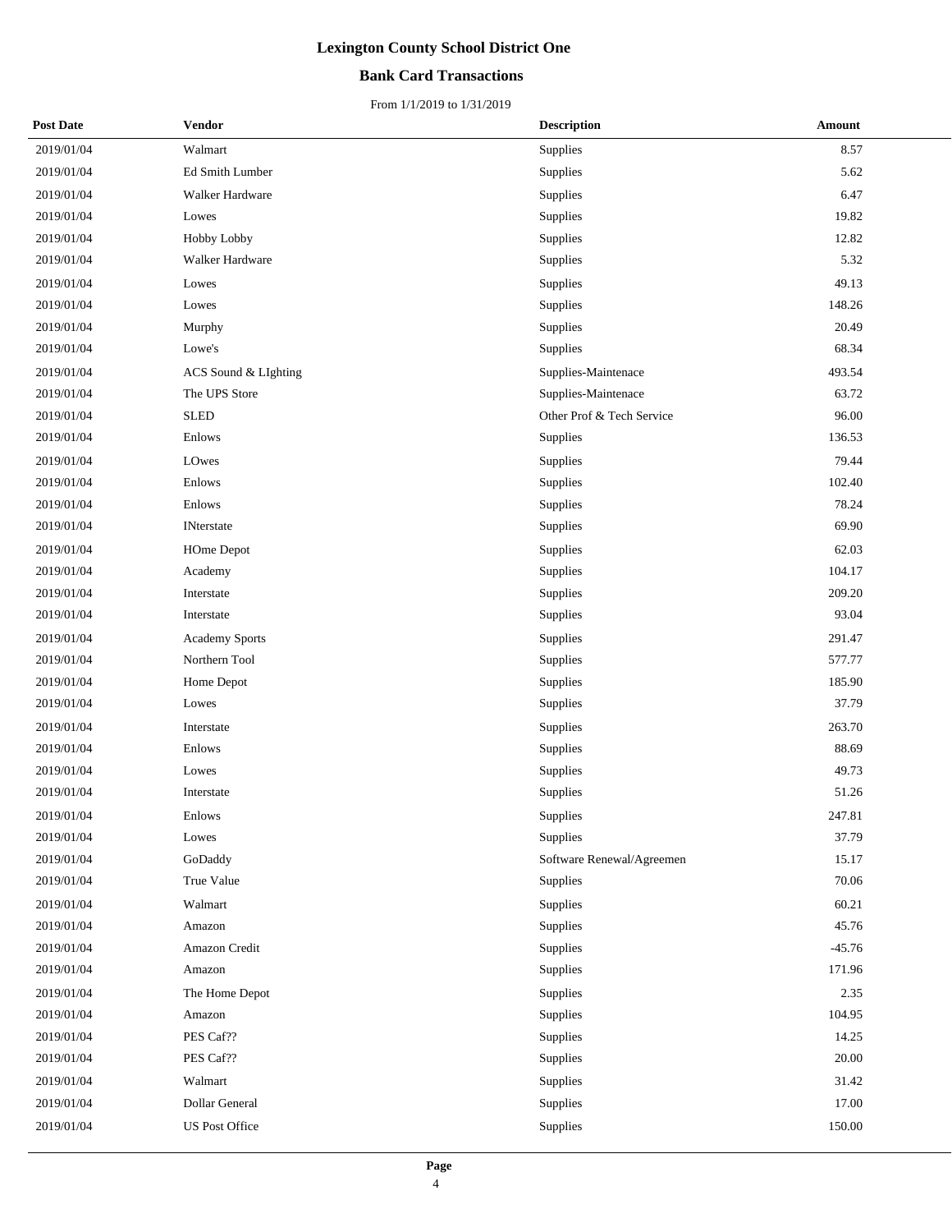# Lexington County School District One

## Bank Card Transactions

From 1/1/2019 to 1/31/2019

| Post Date | Vendor | Description | Amount |
|---|---|---|---|
| 2019/01/04 | Walmart | Supplies | 8.57 |
| 2019/01/04 | Ed Smith Lumber | Supplies | 5.62 |
| 2019/01/04 | Walker Hardware | Supplies | 6.47 |
| 2019/01/04 | Lowes | Supplies | 19.82 |
| 2019/01/04 | Hobby Lobby | Supplies | 12.82 |
| 2019/01/04 | Walker Hardware | Supplies | 5.32 |
| 2019/01/04 | Lowes | Supplies | 49.13 |
| 2019/01/04 | Lowes | Supplies | 148.26 |
| 2019/01/04 | Murphy | Supplies | 20.49 |
| 2019/01/04 | Lowe's | Supplies | 68.34 |
| 2019/01/04 | ACS Sound & LIghting | Supplies-Maintenace | 493.54 |
| 2019/01/04 | The UPS Store | Supplies-Maintenace | 63.72 |
| 2019/01/04 | SLED | Other Prof & Tech Service | 96.00 |
| 2019/01/04 | Enlows | Supplies | 136.53 |
| 2019/01/04 | LOwes | Supplies | 79.44 |
| 2019/01/04 | Enlows | Supplies | 102.40 |
| 2019/01/04 | Enlows | Supplies | 78.24 |
| 2019/01/04 | INterstate | Supplies | 69.90 |
| 2019/01/04 | HOme Depot | Supplies | 62.03 |
| 2019/01/04 | Academy | Supplies | 104.17 |
| 2019/01/04 | Interstate | Supplies | 209.20 |
| 2019/01/04 | Interstate | Supplies | 93.04 |
| 2019/01/04 | Academy Sports | Supplies | 291.47 |
| 2019/01/04 | Northern Tool | Supplies | 577.77 |
| 2019/01/04 | Home Depot | Supplies | 185.90 |
| 2019/01/04 | Lowes | Supplies | 37.79 |
| 2019/01/04 | Interstate | Supplies | 263.70 |
| 2019/01/04 | Enlows | Supplies | 88.69 |
| 2019/01/04 | Lowes | Supplies | 49.73 |
| 2019/01/04 | Interstate | Supplies | 51.26 |
| 2019/01/04 | Enlows | Supplies | 247.81 |
| 2019/01/04 | Lowes | Supplies | 37.79 |
| 2019/01/04 | GoDaddy | Software Renewal/Agreemen | 15.17 |
| 2019/01/04 | True Value | Supplies | 70.06 |
| 2019/01/04 | Walmart | Supplies | 60.21 |
| 2019/01/04 | Amazon | Supplies | 45.76 |
| 2019/01/04 | Amazon Credit | Supplies | -45.76 |
| 2019/01/04 | Amazon | Supplies | 171.96 |
| 2019/01/04 | The Home Depot | Supplies | 2.35 |
| 2019/01/04 | Amazon | Supplies | 104.95 |
| 2019/01/04 | PES Caf?? | Supplies | 14.25 |
| 2019/01/04 | PES Caf?? | Supplies | 20.00 |
| 2019/01/04 | Walmart | Supplies | 31.42 |
| 2019/01/04 | Dollar General | Supplies | 17.00 |
| 2019/01/04 | US Post Office | Supplies | 150.00 |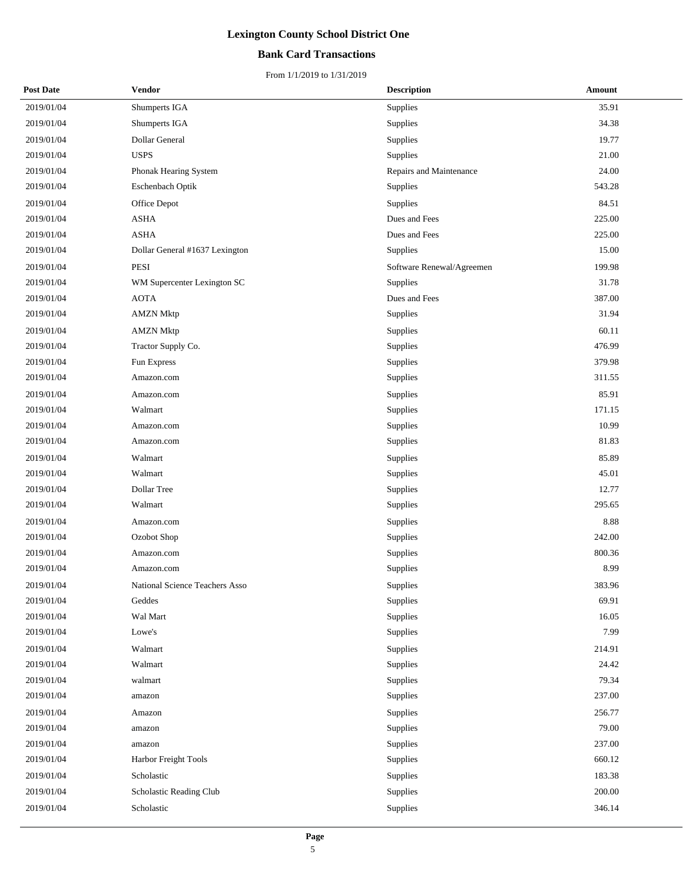# Lexington County School District One

## Bank Card Transactions

From 1/1/2019 to 1/31/2019

| Post Date | Vendor | Description | Amount |
|---|---|---|---|
| 2019/01/04 | Shumperts IGA | Supplies | 35.91 |
| 2019/01/04 | Shumperts IGA | Supplies | 34.38 |
| 2019/01/04 | Dollar General | Supplies | 19.77 |
| 2019/01/04 | USPS | Supplies | 21.00 |
| 2019/01/04 | Phonak Hearing System | Repairs and Maintenance | 24.00 |
| 2019/01/04 | Eschenbach Optik | Supplies | 543.28 |
| 2019/01/04 | Office Depot | Supplies | 84.51 |
| 2019/01/04 | ASHA | Dues and Fees | 225.00 |
| 2019/01/04 | ASHA | Dues and Fees | 225.00 |
| 2019/01/04 | Dollar General #1637 Lexington | Supplies | 15.00 |
| 2019/01/04 | PESI | Software Renewal/Agreemen | 199.98 |
| 2019/01/04 | WM Supercenter Lexington SC | Supplies | 31.78 |
| 2019/01/04 | AOTA | Dues and Fees | 387.00 |
| 2019/01/04 | AMZN Mktp | Supplies | 31.94 |
| 2019/01/04 | AMZN Mktp | Supplies | 60.11 |
| 2019/01/04 | Tractor Supply Co. | Supplies | 476.99 |
| 2019/01/04 | Fun Express | Supplies | 379.98 |
| 2019/01/04 | Amazon.com | Supplies | 311.55 |
| 2019/01/04 | Amazon.com | Supplies | 85.91 |
| 2019/01/04 | Walmart | Supplies | 171.15 |
| 2019/01/04 | Amazon.com | Supplies | 10.99 |
| 2019/01/04 | Amazon.com | Supplies | 81.83 |
| 2019/01/04 | Walmart | Supplies | 85.89 |
| 2019/01/04 | Walmart | Supplies | 45.01 |
| 2019/01/04 | Dollar Tree | Supplies | 12.77 |
| 2019/01/04 | Walmart | Supplies | 295.65 |
| 2019/01/04 | Amazon.com | Supplies | 8.88 |
| 2019/01/04 | Ozobot Shop | Supplies | 242.00 |
| 2019/01/04 | Amazon.com | Supplies | 800.36 |
| 2019/01/04 | Amazon.com | Supplies | 8.99 |
| 2019/01/04 | National Science Teachers Asso | Supplies | 383.96 |
| 2019/01/04 | Geddes | Supplies | 69.91 |
| 2019/01/04 | Wal Mart | Supplies | 16.05 |
| 2019/01/04 | Lowe's | Supplies | 7.99 |
| 2019/01/04 | Walmart | Supplies | 214.91 |
| 2019/01/04 | Walmart | Supplies | 24.42 |
| 2019/01/04 | walmart | Supplies | 79.34 |
| 2019/01/04 | amazon | Supplies | 237.00 |
| 2019/01/04 | Amazon | Supplies | 256.77 |
| 2019/01/04 | amazon | Supplies | 79.00 |
| 2019/01/04 | amazon | Supplies | 237.00 |
| 2019/01/04 | Harbor Freight Tools | Supplies | 660.12 |
| 2019/01/04 | Scholastic | Supplies | 183.38 |
| 2019/01/04 | Scholastic Reading Club | Supplies | 200.00 |
| 2019/01/04 | Scholastic | Supplies | 346.14 |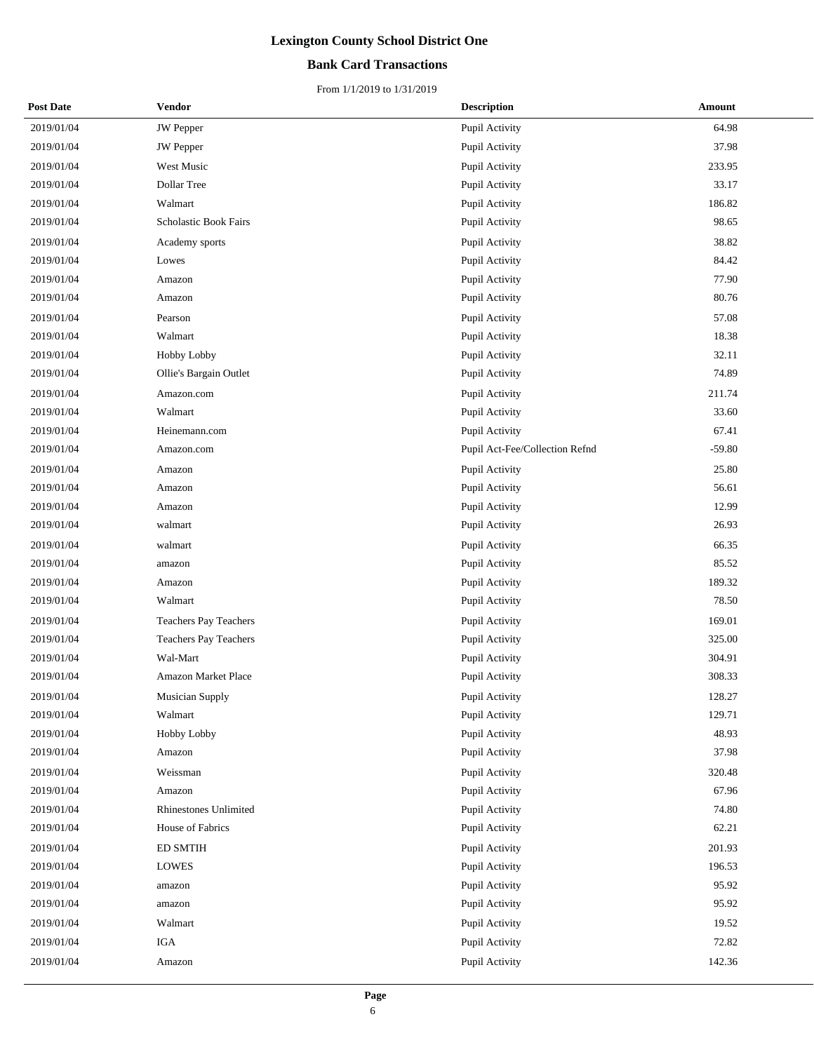# Lexington County School District One

## Bank Card Transactions

From 1/1/2019 to 1/31/2019

| Post Date | Vendor | Description | Amount |
|---|---|---|---|
| 2019/01/04 | JW Pepper | Pupil Activity | 64.98 |
| 2019/01/04 | JW Pepper | Pupil Activity | 37.98 |
| 2019/01/04 | West Music | Pupil Activity | 233.95 |
| 2019/01/04 | Dollar Tree | Pupil Activity | 33.17 |
| 2019/01/04 | Walmart | Pupil Activity | 186.82 |
| 2019/01/04 | Scholastic Book Fairs | Pupil Activity | 98.65 |
| 2019/01/04 | Academy sports | Pupil Activity | 38.82 |
| 2019/01/04 | Lowes | Pupil Activity | 84.42 |
| 2019/01/04 | Amazon | Pupil Activity | 77.90 |
| 2019/01/04 | Amazon | Pupil Activity | 80.76 |
| 2019/01/04 | Pearson | Pupil Activity | 57.08 |
| 2019/01/04 | Walmart | Pupil Activity | 18.38 |
| 2019/01/04 | Hobby Lobby | Pupil Activity | 32.11 |
| 2019/01/04 | Ollie's Bargain Outlet | Pupil Activity | 74.89 |
| 2019/01/04 | Amazon.com | Pupil Activity | 211.74 |
| 2019/01/04 | Walmart | Pupil Activity | 33.60 |
| 2019/01/04 | Heinemann.com | Pupil Activity | 67.41 |
| 2019/01/04 | Amazon.com | Pupil Act-Fee/Collection Refnd | -59.80 |
| 2019/01/04 | Amazon | Pupil Activity | 25.80 |
| 2019/01/04 | Amazon | Pupil Activity | 56.61 |
| 2019/01/04 | Amazon | Pupil Activity | 12.99 |
| 2019/01/04 | walmart | Pupil Activity | 26.93 |
| 2019/01/04 | walmart | Pupil Activity | 66.35 |
| 2019/01/04 | amazon | Pupil Activity | 85.52 |
| 2019/01/04 | Amazon | Pupil Activity | 189.32 |
| 2019/01/04 | Walmart | Pupil Activity | 78.50 |
| 2019/01/04 | Teachers Pay Teachers | Pupil Activity | 169.01 |
| 2019/01/04 | Teachers Pay Teachers | Pupil Activity | 325.00 |
| 2019/01/04 | Wal-Mart | Pupil Activity | 304.91 |
| 2019/01/04 | Amazon Market Place | Pupil Activity | 308.33 |
| 2019/01/04 | Musician Supply | Pupil Activity | 128.27 |
| 2019/01/04 | Walmart | Pupil Activity | 129.71 |
| 2019/01/04 | Hobby Lobby | Pupil Activity | 48.93 |
| 2019/01/04 | Amazon | Pupil Activity | 37.98 |
| 2019/01/04 | Weissman | Pupil Activity | 320.48 |
| 2019/01/04 | Amazon | Pupil Activity | 67.96 |
| 2019/01/04 | Rhinestones Unlimited | Pupil Activity | 74.80 |
| 2019/01/04 | House of Fabrics | Pupil Activity | 62.21 |
| 2019/01/04 | ED SMTIH | Pupil Activity | 201.93 |
| 2019/01/04 | LOWES | Pupil Activity | 196.53 |
| 2019/01/04 | amazon | Pupil Activity | 95.92 |
| 2019/01/04 | amazon | Pupil Activity | 95.92 |
| 2019/01/04 | Walmart | Pupil Activity | 19.52 |
| 2019/01/04 | IGA | Pupil Activity | 72.82 |
| 2019/01/04 | Amazon | Pupil Activity | 142.36 |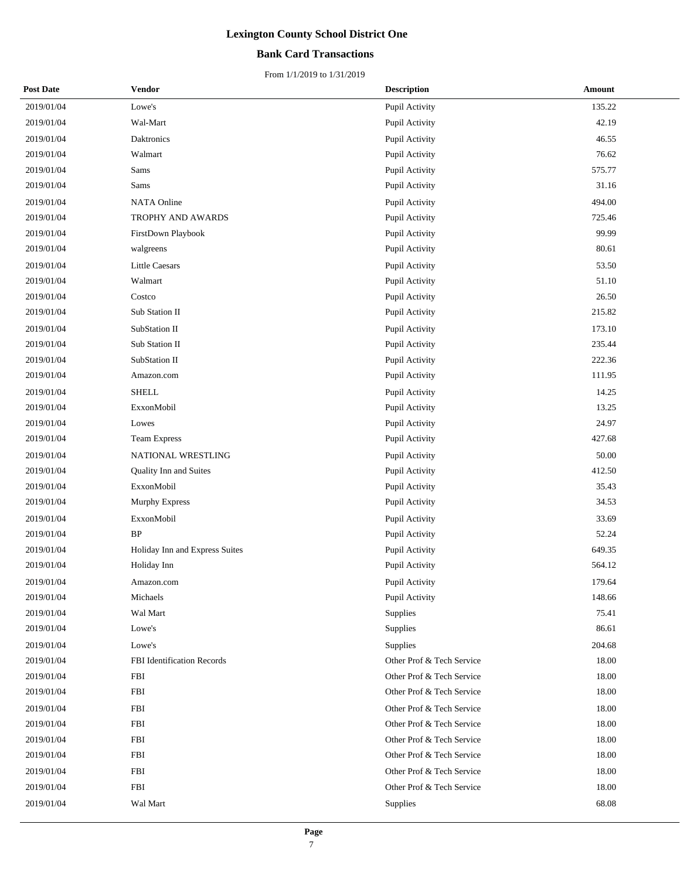# Lexington County School District One

## Bank Card Transactions

From 1/1/2019 to 1/31/2019

| Post Date | Vendor | Description | Amount |
|---|---|---|---|
| 2019/01/04 | Lowe's | Pupil Activity | 135.22 |
| 2019/01/04 | Wal-Mart | Pupil Activity | 42.19 |
| 2019/01/04 | Daktronics | Pupil Activity | 46.55 |
| 2019/01/04 | Walmart | Pupil Activity | 76.62 |
| 2019/01/04 | Sams | Pupil Activity | 575.77 |
| 2019/01/04 | Sams | Pupil Activity | 31.16 |
| 2019/01/04 | NATA Online | Pupil Activity | 494.00 |
| 2019/01/04 | TROPHY AND AWARDS | Pupil Activity | 725.46 |
| 2019/01/04 | FirstDown Playbook | Pupil Activity | 99.99 |
| 2019/01/04 | walgreens | Pupil Activity | 80.61 |
| 2019/01/04 | Little Caesars | Pupil Activity | 53.50 |
| 2019/01/04 | Walmart | Pupil Activity | 51.10 |
| 2019/01/04 | Costco | Pupil Activity | 26.50 |
| 2019/01/04 | Sub Station II | Pupil Activity | 215.82 |
| 2019/01/04 | SubStation II | Pupil Activity | 173.10 |
| 2019/01/04 | Sub Station II | Pupil Activity | 235.44 |
| 2019/01/04 | SubStation II | Pupil Activity | 222.36 |
| 2019/01/04 | Amazon.com | Pupil Activity | 111.95 |
| 2019/01/04 | SHELL | Pupil Activity | 14.25 |
| 2019/01/04 | ExxonMobil | Pupil Activity | 13.25 |
| 2019/01/04 | Lowes | Pupil Activity | 24.97 |
| 2019/01/04 | Team Express | Pupil Activity | 427.68 |
| 2019/01/04 | NATIONAL WRESTLING | Pupil Activity | 50.00 |
| 2019/01/04 | Quality Inn and Suites | Pupil Activity | 412.50 |
| 2019/01/04 | ExxonMobil | Pupil Activity | 35.43 |
| 2019/01/04 | Murphy Express | Pupil Activity | 34.53 |
| 2019/01/04 | ExxonMobil | Pupil Activity | 33.69 |
| 2019/01/04 | BP | Pupil Activity | 52.24 |
| 2019/01/04 | Holiday Inn and Express Suites | Pupil Activity | 649.35 |
| 2019/01/04 | Holiday Inn | Pupil Activity | 564.12 |
| 2019/01/04 | Amazon.com | Pupil Activity | 179.64 |
| 2019/01/04 | Michaels | Pupil Activity | 148.66 |
| 2019/01/04 | Wal Mart | Supplies | 75.41 |
| 2019/01/04 | Lowe's | Supplies | 86.61 |
| 2019/01/04 | Lowe's | Supplies | 204.68 |
| 2019/01/04 | FBI Identification Records | Other Prof & Tech Service | 18.00 |
| 2019/01/04 | FBI | Other Prof & Tech Service | 18.00 |
| 2019/01/04 | FBI | Other Prof & Tech Service | 18.00 |
| 2019/01/04 | FBI | Other Prof & Tech Service | 18.00 |
| 2019/01/04 | FBI | Other Prof & Tech Service | 18.00 |
| 2019/01/04 | FBI | Other Prof & Tech Service | 18.00 |
| 2019/01/04 | FBI | Other Prof & Tech Service | 18.00 |
| 2019/01/04 | FBI | Other Prof & Tech Service | 18.00 |
| 2019/01/04 | FBI | Other Prof & Tech Service | 18.00 |
| 2019/01/04 | Wal Mart | Supplies | 68.08 |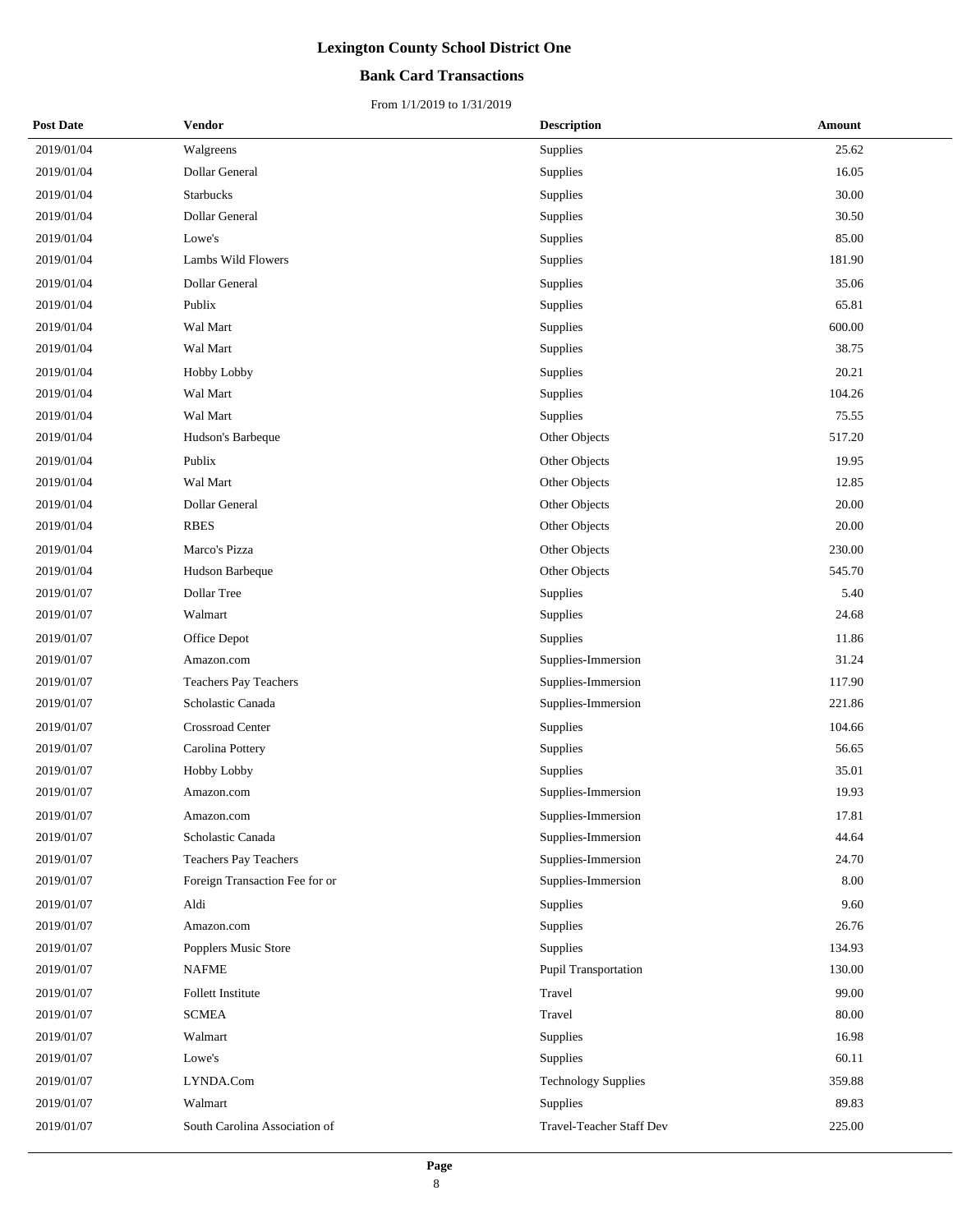# Lexington County School District One

## Bank Card Transactions

From 1/1/2019 to 1/31/2019

| Post Date | Vendor | Description | Amount |
|---|---|---|---|
| 2019/01/04 | Walgreens | Supplies | 25.62 |
| 2019/01/04 | Dollar General | Supplies | 16.05 |
| 2019/01/04 | Starbucks | Supplies | 30.00 |
| 2019/01/04 | Dollar General | Supplies | 30.50 |
| 2019/01/04 | Lowe's | Supplies | 85.00 |
| 2019/01/04 | Lambs Wild Flowers | Supplies | 181.90 |
| 2019/01/04 | Dollar General | Supplies | 35.06 |
| 2019/01/04 | Publix | Supplies | 65.81 |
| 2019/01/04 | Wal Mart | Supplies | 600.00 |
| 2019/01/04 | Wal Mart | Supplies | 38.75 |
| 2019/01/04 | Hobby Lobby | Supplies | 20.21 |
| 2019/01/04 | Wal Mart | Supplies | 104.26 |
| 2019/01/04 | Wal Mart | Supplies | 75.55 |
| 2019/01/04 | Hudson's Barbeque | Other Objects | 517.20 |
| 2019/01/04 | Publix | Other Objects | 19.95 |
| 2019/01/04 | Wal Mart | Other Objects | 12.85 |
| 2019/01/04 | Dollar General | Other Objects | 20.00 |
| 2019/01/04 | RBES | Other Objects | 20.00 |
| 2019/01/04 | Marco's Pizza | Other Objects | 230.00 |
| 2019/01/04 | Hudson Barbeque | Other Objects | 545.70 |
| 2019/01/07 | Dollar Tree | Supplies | 5.40 |
| 2019/01/07 | Walmart | Supplies | 24.68 |
| 2019/01/07 | Office Depot | Supplies | 11.86 |
| 2019/01/07 | Amazon.com | Supplies-Immersion | 31.24 |
| 2019/01/07 | Teachers Pay Teachers | Supplies-Immersion | 117.90 |
| 2019/01/07 | Scholastic Canada | Supplies-Immersion | 221.86 |
| 2019/01/07 | Crossroad Center | Supplies | 104.66 |
| 2019/01/07 | Carolina Pottery | Supplies | 56.65 |
| 2019/01/07 | Hobby Lobby | Supplies | 35.01 |
| 2019/01/07 | Amazon.com | Supplies-Immersion | 19.93 |
| 2019/01/07 | Amazon.com | Supplies-Immersion | 17.81 |
| 2019/01/07 | Scholastic Canada | Supplies-Immersion | 44.64 |
| 2019/01/07 | Teachers Pay Teachers | Supplies-Immersion | 24.70 |
| 2019/01/07 | Foreign Transaction Fee for or | Supplies-Immersion | 8.00 |
| 2019/01/07 | Aldi | Supplies | 9.60 |
| 2019/01/07 | Amazon.com | Supplies | 26.76 |
| 2019/01/07 | Popplers Music Store | Supplies | 134.93 |
| 2019/01/07 | NAFME | Pupil Transportation | 130.00 |
| 2019/01/07 | Follett Institute | Travel | 99.00 |
| 2019/01/07 | SCMEA | Travel | 80.00 |
| 2019/01/07 | Walmart | Supplies | 16.98 |
| 2019/01/07 | Lowe's | Supplies | 60.11 |
| 2019/01/07 | LYNDA.Com | Technology Supplies | 359.88 |
| 2019/01/07 | Walmart | Supplies | 89.83 |
| 2019/01/07 | South Carolina Association of | Travel-Teacher Staff Dev | 225.00 |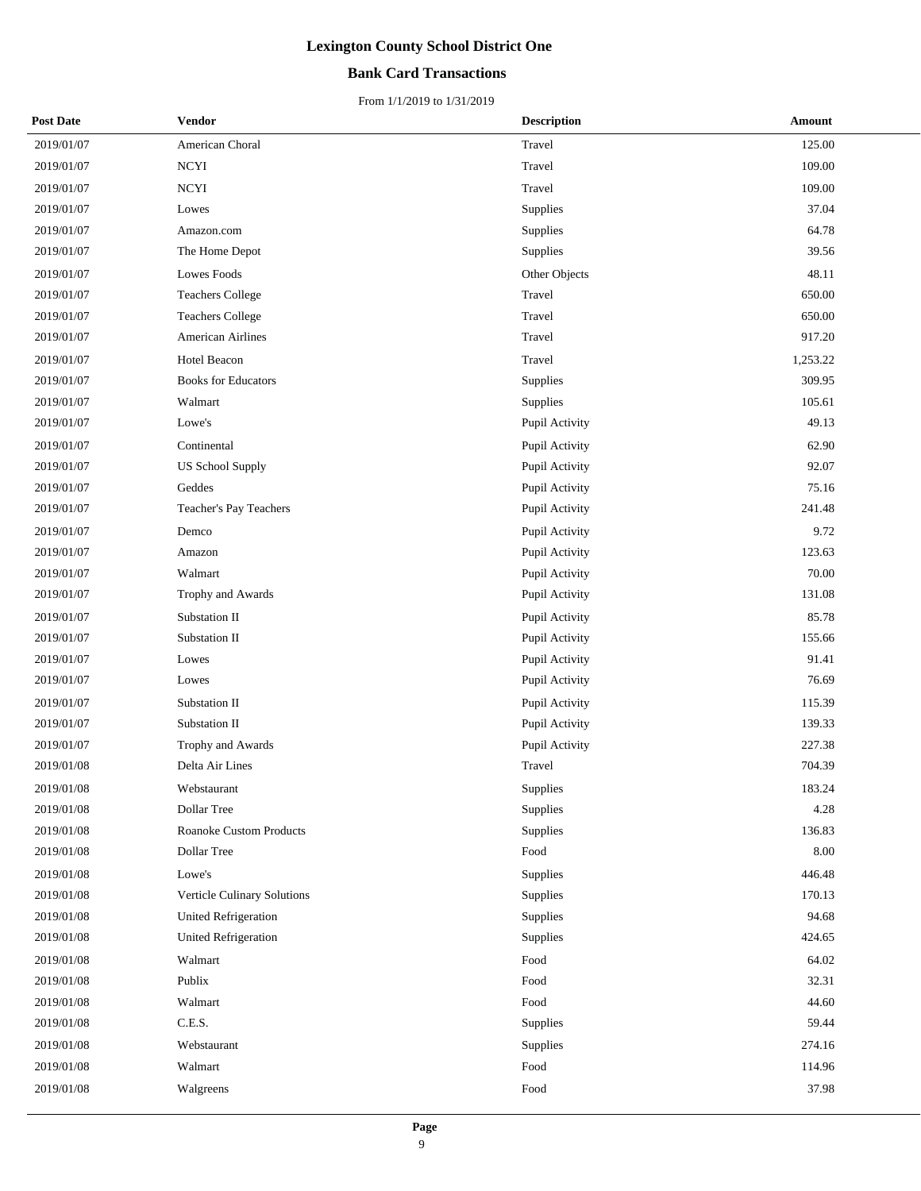# Lexington County School District One

## Bank Card Transactions

From 1/1/2019 to 1/31/2019

| Post Date | Vendor | Description | Amount |
|---|---|---|---|
| 2019/01/07 | American Choral | Travel | 125.00 |
| 2019/01/07 | NCYI | Travel | 109.00 |
| 2019/01/07 | NCYI | Travel | 109.00 |
| 2019/01/07 | Lowes | Supplies | 37.04 |
| 2019/01/07 | Amazon.com | Supplies | 64.78 |
| 2019/01/07 | The Home Depot | Supplies | 39.56 |
| 2019/01/07 | Lowes Foods | Other Objects | 48.11 |
| 2019/01/07 | Teachers College | Travel | 650.00 |
| 2019/01/07 | Teachers College | Travel | 650.00 |
| 2019/01/07 | American Airlines | Travel | 917.20 |
| 2019/01/07 | Hotel Beacon | Travel | 1,253.22 |
| 2019/01/07 | Books for Educators | Supplies | 309.95 |
| 2019/01/07 | Walmart | Supplies | 105.61 |
| 2019/01/07 | Lowe's | Pupil Activity | 49.13 |
| 2019/01/07 | Continental | Pupil Activity | 62.90 |
| 2019/01/07 | US School Supply | Pupil Activity | 92.07 |
| 2019/01/07 | Geddes | Pupil Activity | 75.16 |
| 2019/01/07 | Teacher's Pay Teachers | Pupil Activity | 241.48 |
| 2019/01/07 | Demco | Pupil Activity | 9.72 |
| 2019/01/07 | Amazon | Pupil Activity | 123.63 |
| 2019/01/07 | Walmart | Pupil Activity | 70.00 |
| 2019/01/07 | Trophy and Awards | Pupil Activity | 131.08 |
| 2019/01/07 | Substation II | Pupil Activity | 85.78 |
| 2019/01/07 | Substation II | Pupil Activity | 155.66 |
| 2019/01/07 | Lowes | Pupil Activity | 91.41 |
| 2019/01/07 | Lowes | Pupil Activity | 76.69 |
| 2019/01/07 | Substation II | Pupil Activity | 115.39 |
| 2019/01/07 | Substation II | Pupil Activity | 139.33 |
| 2019/01/07 | Trophy and Awards | Pupil Activity | 227.38 |
| 2019/01/08 | Delta Air Lines | Travel | 704.39 |
| 2019/01/08 | Webstaurant | Supplies | 183.24 |
| 2019/01/08 | Dollar Tree | Supplies | 4.28 |
| 2019/01/08 | Roanoke Custom Products | Supplies | 136.83 |
| 2019/01/08 | Dollar Tree | Food | 8.00 |
| 2019/01/08 | Lowe's | Supplies | 446.48 |
| 2019/01/08 | Verticle Culinary Solutions | Supplies | 170.13 |
| 2019/01/08 | United Refrigeration | Supplies | 94.68 |
| 2019/01/08 | United Refrigeration | Supplies | 424.65 |
| 2019/01/08 | Walmart | Food | 64.02 |
| 2019/01/08 | Publix | Food | 32.31 |
| 2019/01/08 | Walmart | Food | 44.60 |
| 2019/01/08 | C.E.S. | Supplies | 59.44 |
| 2019/01/08 | Webstaurant | Supplies | 274.16 |
| 2019/01/08 | Walmart | Food | 114.96 |
| 2019/01/08 | Walgreens | Food | 37.98 |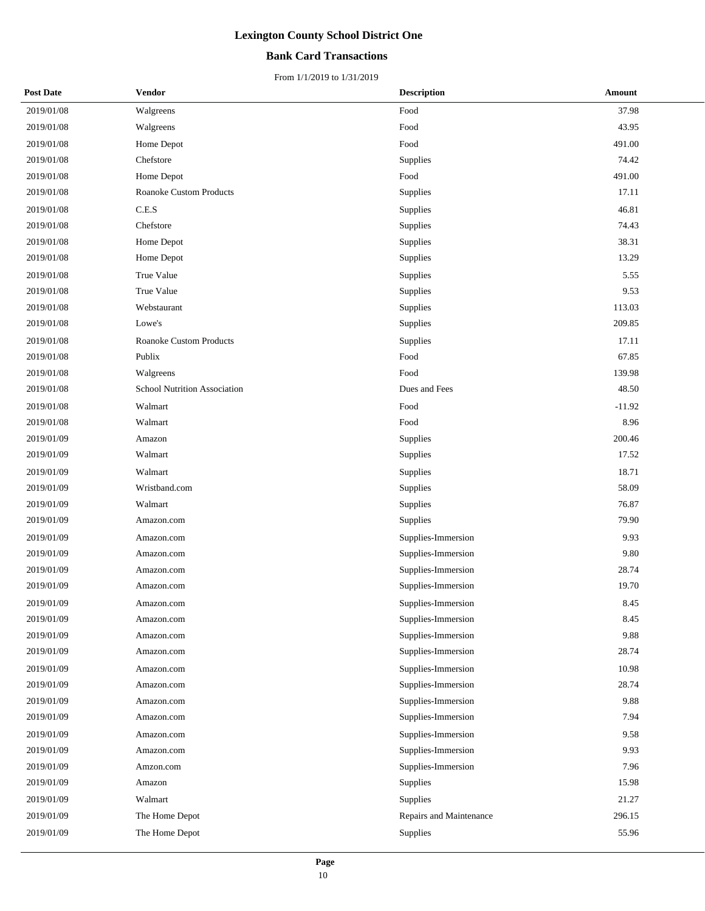# Lexington County School District One

## Bank Card Transactions

From 1/1/2019 to 1/31/2019

| Post Date | Vendor | Description | Amount |
|---|---|---|---|
| 2019/01/08 | Walgreens | Food | 37.98 |
| 2019/01/08 | Walgreens | Food | 43.95 |
| 2019/01/08 | Home Depot | Food | 491.00 |
| 2019/01/08 | Chefstore | Supplies | 74.42 |
| 2019/01/08 | Home Depot | Food | 491.00 |
| 2019/01/08 | Roanoke Custom Products | Supplies | 17.11 |
| 2019/01/08 | C.E.S | Supplies | 46.81 |
| 2019/01/08 | Chefstore | Supplies | 74.43 |
| 2019/01/08 | Home Depot | Supplies | 38.31 |
| 2019/01/08 | Home Depot | Supplies | 13.29 |
| 2019/01/08 | True Value | Supplies | 5.55 |
| 2019/01/08 | True Value | Supplies | 9.53 |
| 2019/01/08 | Webstaurant | Supplies | 113.03 |
| 2019/01/08 | Lowe's | Supplies | 209.85 |
| 2019/01/08 | Roanoke Custom Products | Supplies | 17.11 |
| 2019/01/08 | Publix | Food | 67.85 |
| 2019/01/08 | Walgreens | Food | 139.98 |
| 2019/01/08 | School Nutrition Association | Dues and Fees | 48.50 |
| 2019/01/08 | Walmart | Food | -11.92 |
| 2019/01/08 | Walmart | Food | 8.96 |
| 2019/01/09 | Amazon | Supplies | 200.46 |
| 2019/01/09 | Walmart | Supplies | 17.52 |
| 2019/01/09 | Walmart | Supplies | 18.71 |
| 2019/01/09 | Wristband.com | Supplies | 58.09 |
| 2019/01/09 | Walmart | Supplies | 76.87 |
| 2019/01/09 | Amazon.com | Supplies | 79.90 |
| 2019/01/09 | Amazon.com | Supplies-Immersion | 9.93 |
| 2019/01/09 | Amazon.com | Supplies-Immersion | 9.80 |
| 2019/01/09 | Amazon.com | Supplies-Immersion | 28.74 |
| 2019/01/09 | Amazon.com | Supplies-Immersion | 19.70 |
| 2019/01/09 | Amazon.com | Supplies-Immersion | 8.45 |
| 2019/01/09 | Amazon.com | Supplies-Immersion | 8.45 |
| 2019/01/09 | Amazon.com | Supplies-Immersion | 9.88 |
| 2019/01/09 | Amazon.com | Supplies-Immersion | 28.74 |
| 2019/01/09 | Amazon.com | Supplies-Immersion | 10.98 |
| 2019/01/09 | Amazon.com | Supplies-Immersion | 28.74 |
| 2019/01/09 | Amazon.com | Supplies-Immersion | 9.88 |
| 2019/01/09 | Amazon.com | Supplies-Immersion | 7.94 |
| 2019/01/09 | Amazon.com | Supplies-Immersion | 9.58 |
| 2019/01/09 | Amazon.com | Supplies-Immersion | 9.93 |
| 2019/01/09 | Amzon.com | Supplies-Immersion | 7.96 |
| 2019/01/09 | Amazon | Supplies | 15.98 |
| 2019/01/09 | Walmart | Supplies | 21.27 |
| 2019/01/09 | The Home Depot | Repairs and Maintenance | 296.15 |
| 2019/01/09 | The Home Depot | Supplies | 55.96 |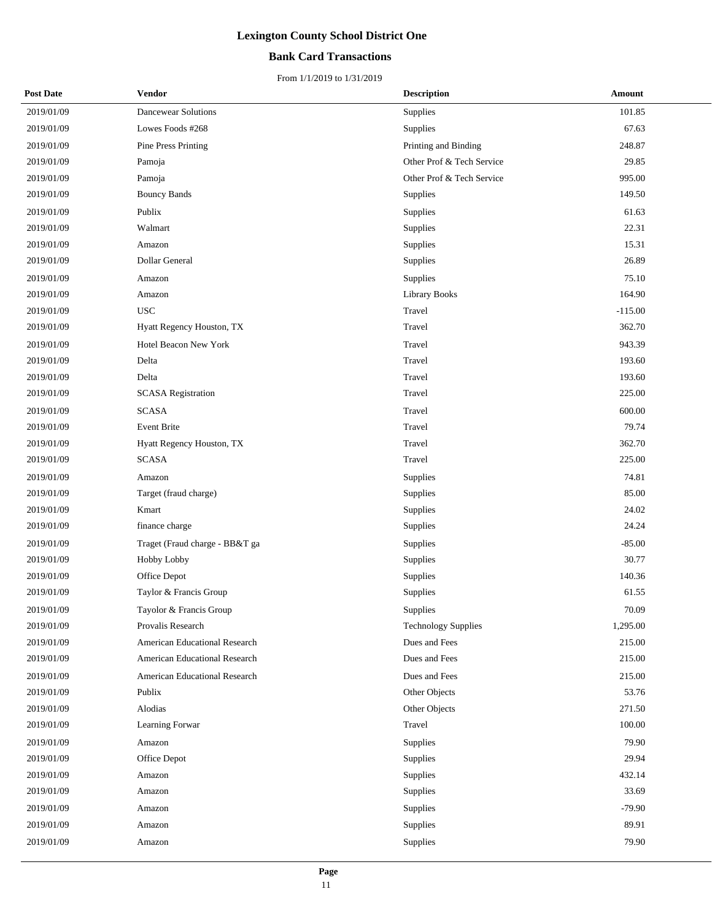# Lexington County School District One

## Bank Card Transactions

From 1/1/2019 to 1/31/2019

| Post Date | Vendor | Description | Amount |
|---|---|---|---|
| 2019/01/09 | Dancewear Solutions | Supplies | 101.85 |
| 2019/01/09 | Lowes Foods #268 | Supplies | 67.63 |
| 2019/01/09 | Pine Press Printing | Printing and Binding | 248.87 |
| 2019/01/09 | Pamoja | Other Prof & Tech Service | 29.85 |
| 2019/01/09 | Pamoja | Other Prof & Tech Service | 995.00 |
| 2019/01/09 | Bouncy Bands | Supplies | 149.50 |
| 2019/01/09 | Publix | Supplies | 61.63 |
| 2019/01/09 | Walmart | Supplies | 22.31 |
| 2019/01/09 | Amazon | Supplies | 15.31 |
| 2019/01/09 | Dollar General | Supplies | 26.89 |
| 2019/01/09 | Amazon | Supplies | 75.10 |
| 2019/01/09 | Amazon | Library Books | 164.90 |
| 2019/01/09 | USC | Travel | -115.00 |
| 2019/01/09 | Hyatt Regency Houston, TX | Travel | 362.70 |
| 2019/01/09 | Hotel Beacon New York | Travel | 943.39 |
| 2019/01/09 | Delta | Travel | 193.60 |
| 2019/01/09 | Delta | Travel | 193.60 |
| 2019/01/09 | SCASA Registration | Travel | 225.00 |
| 2019/01/09 | SCASA | Travel | 600.00 |
| 2019/01/09 | Event Brite | Travel | 79.74 |
| 2019/01/09 | Hyatt Regency Houston, TX | Travel | 362.70 |
| 2019/01/09 | SCASA | Travel | 225.00 |
| 2019/01/09 | Amazon | Supplies | 74.81 |
| 2019/01/09 | Target (fraud charge) | Supplies | 85.00 |
| 2019/01/09 | Kmart | Supplies | 24.02 |
| 2019/01/09 | finance charge | Supplies | 24.24 |
| 2019/01/09 | Traget (Fraud charge - BB&T ga | Supplies | -85.00 |
| 2019/01/09 | Hobby Lobby | Supplies | 30.77 |
| 2019/01/09 | Office Depot | Supplies | 140.36 |
| 2019/01/09 | Taylor & Francis Group | Supplies | 61.55 |
| 2019/01/09 | Tayolor & Francis Group | Supplies | 70.09 |
| 2019/01/09 | Provalis Research | Technology Supplies | 1,295.00 |
| 2019/01/09 | American Educational Research | Dues and Fees | 215.00 |
| 2019/01/09 | American Educational Research | Dues and Fees | 215.00 |
| 2019/01/09 | American Educational Research | Dues and Fees | 215.00 |
| 2019/01/09 | Publix | Other Objects | 53.76 |
| 2019/01/09 | Alodias | Other Objects | 271.50 |
| 2019/01/09 | Learning Forwar | Travel | 100.00 |
| 2019/01/09 | Amazon | Supplies | 79.90 |
| 2019/01/09 | Office Depot | Supplies | 29.94 |
| 2019/01/09 | Amazon | Supplies | 432.14 |
| 2019/01/09 | Amazon | Supplies | 33.69 |
| 2019/01/09 | Amazon | Supplies | -79.90 |
| 2019/01/09 | Amazon | Supplies | 89.91 |
| 2019/01/09 | Amazon | Supplies | 79.90 |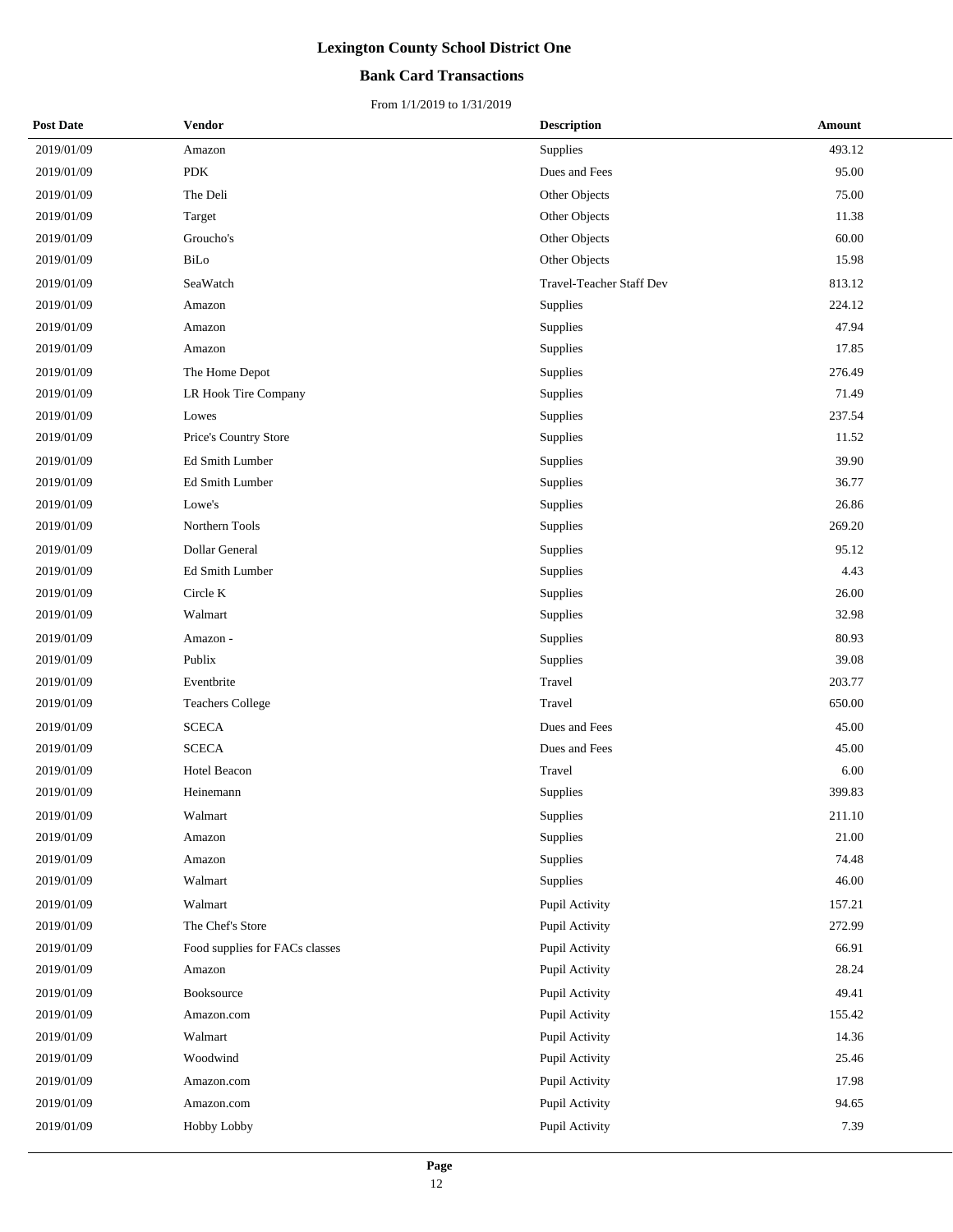# Lexington County School District One

## Bank Card Transactions

From 1/1/2019 to 1/31/2019

| Post Date | Vendor | Description | Amount |
|---|---|---|---|
| 2019/01/09 | Amazon | Supplies | 493.12 |
| 2019/01/09 | PDK | Dues and Fees | 95.00 |
| 2019/01/09 | The Deli | Other Objects | 75.00 |
| 2019/01/09 | Target | Other Objects | 11.38 |
| 2019/01/09 | Groucho's | Other Objects | 60.00 |
| 2019/01/09 | BiLo | Other Objects | 15.98 |
| 2019/01/09 | SeaWatch | Travel-Teacher Staff Dev | 813.12 |
| 2019/01/09 | Amazon | Supplies | 224.12 |
| 2019/01/09 | Amazon | Supplies | 47.94 |
| 2019/01/09 | Amazon | Supplies | 17.85 |
| 2019/01/09 | The Home Depot | Supplies | 276.49 |
| 2019/01/09 | LR Hook Tire Company | Supplies | 71.49 |
| 2019/01/09 | Lowes | Supplies | 237.54 |
| 2019/01/09 | Price's Country Store | Supplies | 11.52 |
| 2019/01/09 | Ed Smith Lumber | Supplies | 39.90 |
| 2019/01/09 | Ed Smith Lumber | Supplies | 36.77 |
| 2019/01/09 | Lowe's | Supplies | 26.86 |
| 2019/01/09 | Northern Tools | Supplies | 269.20 |
| 2019/01/09 | Dollar General | Supplies | 95.12 |
| 2019/01/09 | Ed Smith Lumber | Supplies | 4.43 |
| 2019/01/09 | Circle K | Supplies | 26.00 |
| 2019/01/09 | Walmart | Supplies | 32.98 |
| 2019/01/09 | Amazon - | Supplies | 80.93 |
| 2019/01/09 | Publix | Supplies | 39.08 |
| 2019/01/09 | Eventbrite | Travel | 203.77 |
| 2019/01/09 | Teachers College | Travel | 650.00 |
| 2019/01/09 | SCECA | Dues and Fees | 45.00 |
| 2019/01/09 | SCECA | Dues and Fees | 45.00 |
| 2019/01/09 | Hotel Beacon | Travel | 6.00 |
| 2019/01/09 | Heinemann | Supplies | 399.83 |
| 2019/01/09 | Walmart | Supplies | 211.10 |
| 2019/01/09 | Amazon | Supplies | 21.00 |
| 2019/01/09 | Amazon | Supplies | 74.48 |
| 2019/01/09 | Walmart | Supplies | 46.00 |
| 2019/01/09 | Walmart | Pupil Activity | 157.21 |
| 2019/01/09 | The Chef's Store | Pupil Activity | 272.99 |
| 2019/01/09 | Food supplies for FACs classes | Pupil Activity | 66.91 |
| 2019/01/09 | Amazon | Pupil Activity | 28.24 |
| 2019/01/09 | Booksource | Pupil Activity | 49.41 |
| 2019/01/09 | Amazon.com | Pupil Activity | 155.42 |
| 2019/01/09 | Walmart | Pupil Activity | 14.36 |
| 2019/01/09 | Woodwind | Pupil Activity | 25.46 |
| 2019/01/09 | Amazon.com | Pupil Activity | 17.98 |
| 2019/01/09 | Amazon.com | Pupil Activity | 94.65 |
| 2019/01/09 | Hobby Lobby | Pupil Activity | 7.39 |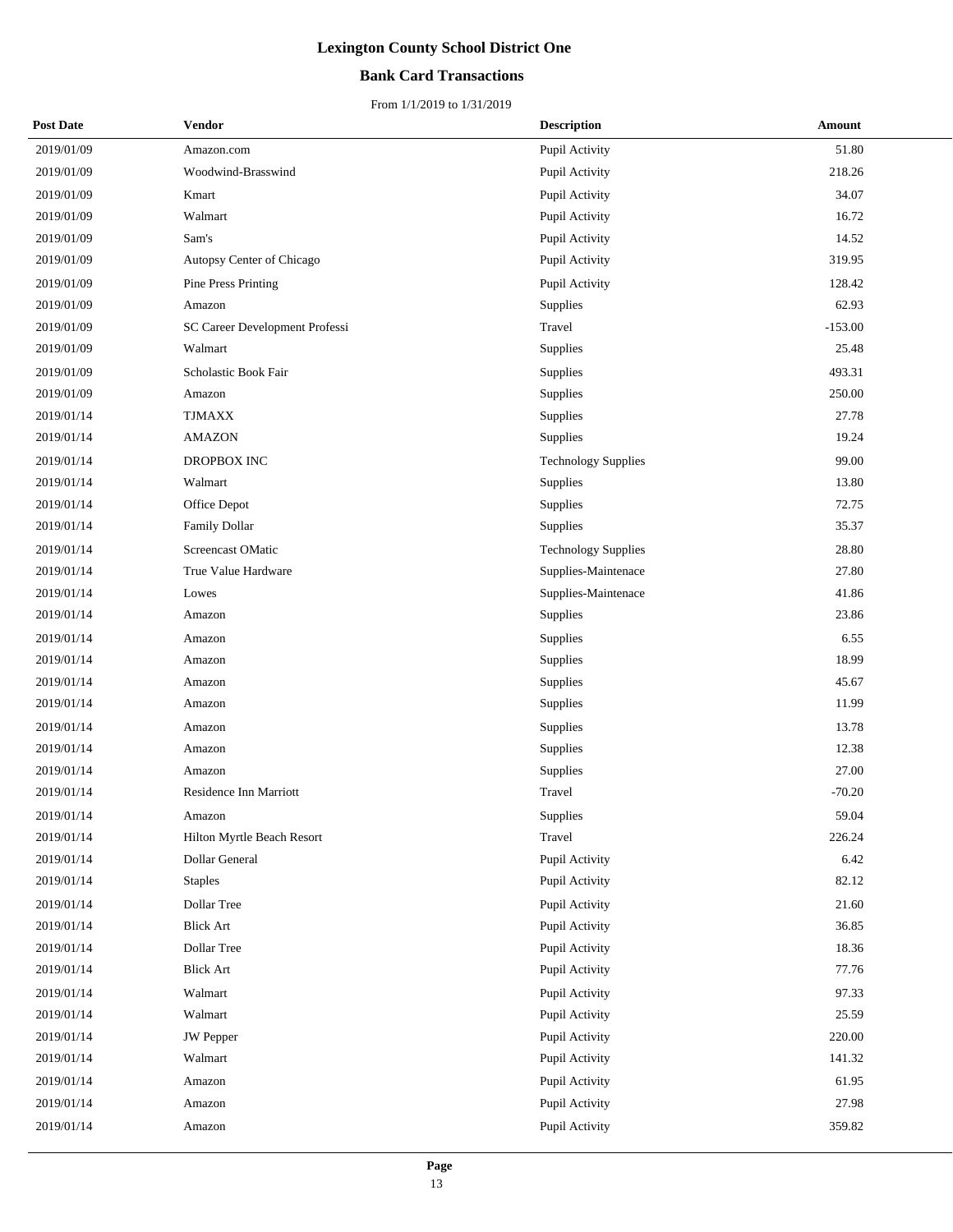# Lexington County School District One

## Bank Card Transactions

From 1/1/2019 to 1/31/2019

| Post Date | Vendor | Description | Amount |
|---|---|---|---|
| 2019/01/09 | Amazon.com | Pupil Activity | 51.80 |
| 2019/01/09 | Woodwind-Brasswind | Pupil Activity | 218.26 |
| 2019/01/09 | Kmart | Pupil Activity | 34.07 |
| 2019/01/09 | Walmart | Pupil Activity | 16.72 |
| 2019/01/09 | Sam's | Pupil Activity | 14.52 |
| 2019/01/09 | Autopsy Center of Chicago | Pupil Activity | 319.95 |
| 2019/01/09 | Pine Press Printing | Pupil Activity | 128.42 |
| 2019/01/09 | Amazon | Supplies | 62.93 |
| 2019/01/09 | SC Career Development Professi | Travel | -153.00 |
| 2019/01/09 | Walmart | Supplies | 25.48 |
| 2019/01/09 | Scholastic Book Fair | Supplies | 493.31 |
| 2019/01/09 | Amazon | Supplies | 250.00 |
| 2019/01/14 | TJMAXX | Supplies | 27.78 |
| 2019/01/14 | AMAZON | Supplies | 19.24 |
| 2019/01/14 | DROPBOX INC | Technology Supplies | 99.00 |
| 2019/01/14 | Walmart | Supplies | 13.80 |
| 2019/01/14 | Office Depot | Supplies | 72.75 |
| 2019/01/14 | Family Dollar | Supplies | 35.37 |
| 2019/01/14 | Screencast OMatic | Technology Supplies | 28.80 |
| 2019/01/14 | True Value Hardware | Supplies-Maintenace | 27.80 |
| 2019/01/14 | Lowes | Supplies-Maintenace | 41.86 |
| 2019/01/14 | Amazon | Supplies | 23.86 |
| 2019/01/14 | Amazon | Supplies | 6.55 |
| 2019/01/14 | Amazon | Supplies | 18.99 |
| 2019/01/14 | Amazon | Supplies | 45.67 |
| 2019/01/14 | Amazon | Supplies | 11.99 |
| 2019/01/14 | Amazon | Supplies | 13.78 |
| 2019/01/14 | Amazon | Supplies | 12.38 |
| 2019/01/14 | Amazon | Supplies | 27.00 |
| 2019/01/14 | Residence Inn Marriott | Travel | -70.20 |
| 2019/01/14 | Amazon | Supplies | 59.04 |
| 2019/01/14 | Hilton Myrtle Beach Resort | Travel | 226.24 |
| 2019/01/14 | Dollar General | Pupil Activity | 6.42 |
| 2019/01/14 | Staples | Pupil Activity | 82.12 |
| 2019/01/14 | Dollar Tree | Pupil Activity | 21.60 |
| 2019/01/14 | Blick Art | Pupil Activity | 36.85 |
| 2019/01/14 | Dollar Tree | Pupil Activity | 18.36 |
| 2019/01/14 | Blick Art | Pupil Activity | 77.76 |
| 2019/01/14 | Walmart | Pupil Activity | 97.33 |
| 2019/01/14 | Walmart | Pupil Activity | 25.59 |
| 2019/01/14 | JW Pepper | Pupil Activity | 220.00 |
| 2019/01/14 | Walmart | Pupil Activity | 141.32 |
| 2019/01/14 | Amazon | Pupil Activity | 61.95 |
| 2019/01/14 | Amazon | Pupil Activity | 27.98 |
| 2019/01/14 | Amazon | Pupil Activity | 359.82 |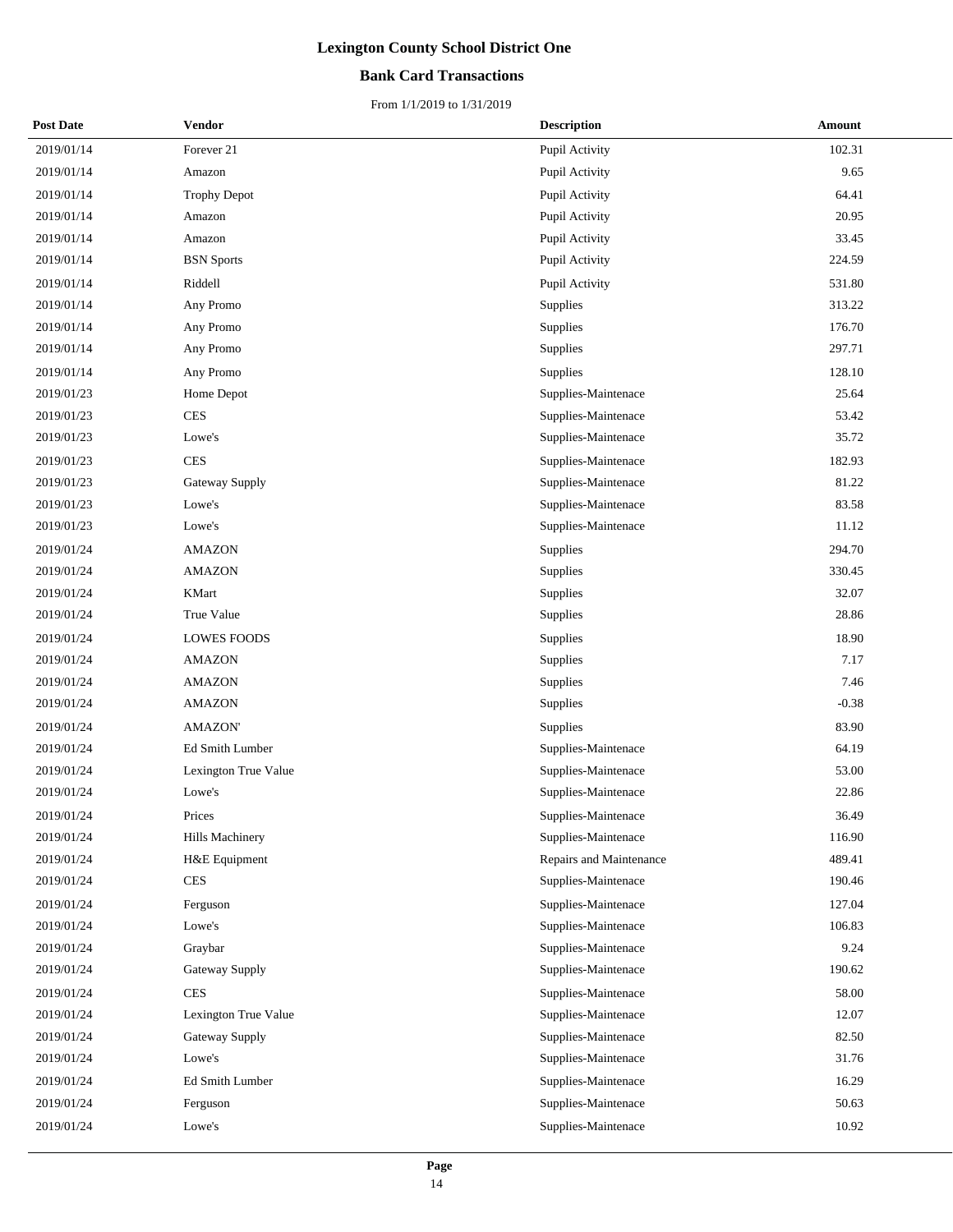# Lexington County School District One

## Bank Card Transactions

From 1/1/2019 to 1/31/2019

| Post Date | Vendor | Description | Amount |
|---|---|---|---|
| 2019/01/14 | Forever 21 | Pupil Activity | 102.31 |
| 2019/01/14 | Amazon | Pupil Activity | 9.65 |
| 2019/01/14 | Trophy Depot | Pupil Activity | 64.41 |
| 2019/01/14 | Amazon | Pupil Activity | 20.95 |
| 2019/01/14 | Amazon | Pupil Activity | 33.45 |
| 2019/01/14 | BSN Sports | Pupil Activity | 224.59 |
| 2019/01/14 | Riddell | Pupil Activity | 531.80 |
| 2019/01/14 | Any Promo | Supplies | 313.22 |
| 2019/01/14 | Any Promo | Supplies | 176.70 |
| 2019/01/14 | Any Promo | Supplies | 297.71 |
| 2019/01/14 | Any Promo | Supplies | 128.10 |
| 2019/01/23 | Home Depot | Supplies-Maintenace | 25.64 |
| 2019/01/23 | CES | Supplies-Maintenace | 53.42 |
| 2019/01/23 | Lowe's | Supplies-Maintenace | 35.72 |
| 2019/01/23 | CES | Supplies-Maintenace | 182.93 |
| 2019/01/23 | Gateway Supply | Supplies-Maintenace | 81.22 |
| 2019/01/23 | Lowe's | Supplies-Maintenace | 83.58 |
| 2019/01/23 | Lowe's | Supplies-Maintenace | 11.12 |
| 2019/01/24 | AMAZON | Supplies | 294.70 |
| 2019/01/24 | AMAZON | Supplies | 330.45 |
| 2019/01/24 | KMart | Supplies | 32.07 |
| 2019/01/24 | True Value | Supplies | 28.86 |
| 2019/01/24 | LOWES FOODS | Supplies | 18.90 |
| 2019/01/24 | AMAZON | Supplies | 7.17 |
| 2019/01/24 | AMAZON | Supplies | 7.46 |
| 2019/01/24 | AMAZON | Supplies | -0.38 |
| 2019/01/24 | AMAZON' | Supplies | 83.90 |
| 2019/01/24 | Ed Smith Lumber | Supplies-Maintenace | 64.19 |
| 2019/01/24 | Lexington True Value | Supplies-Maintenace | 53.00 |
| 2019/01/24 | Lowe's | Supplies-Maintenace | 22.86 |
| 2019/01/24 | Prices | Supplies-Maintenace | 36.49 |
| 2019/01/24 | Hills Machinery | Supplies-Maintenace | 116.90 |
| 2019/01/24 | H&E Equipment | Repairs and Maintenance | 489.41 |
| 2019/01/24 | CES | Supplies-Maintenace | 190.46 |
| 2019/01/24 | Ferguson | Supplies-Maintenace | 127.04 |
| 2019/01/24 | Lowe's | Supplies-Maintenace | 106.83 |
| 2019/01/24 | Graybar | Supplies-Maintenace | 9.24 |
| 2019/01/24 | Gateway Supply | Supplies-Maintenace | 190.62 |
| 2019/01/24 | CES | Supplies-Maintenace | 58.00 |
| 2019/01/24 | Lexington True Value | Supplies-Maintenace | 12.07 |
| 2019/01/24 | Gateway Supply | Supplies-Maintenace | 82.50 |
| 2019/01/24 | Lowe's | Supplies-Maintenace | 31.76 |
| 2019/01/24 | Ed Smith Lumber | Supplies-Maintenace | 16.29 |
| 2019/01/24 | Ferguson | Supplies-Maintenace | 50.63 |
| 2019/01/24 | Lowe's | Supplies-Maintenace | 10.92 |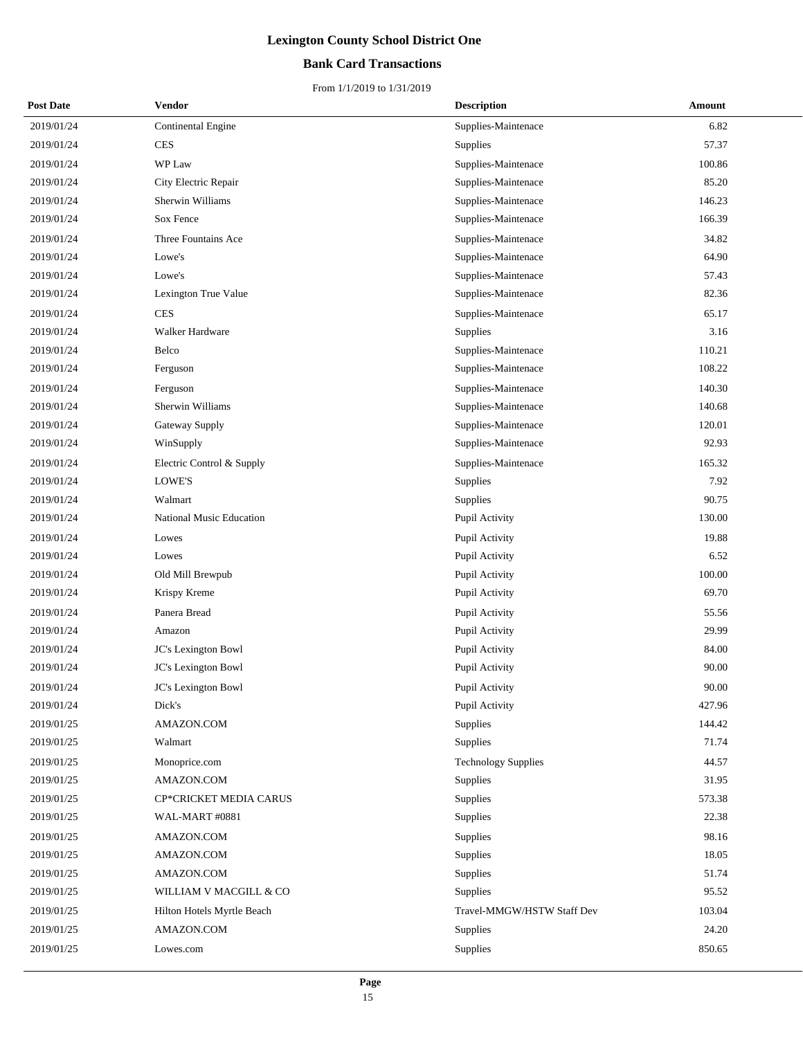# Lexington County School District One

## Bank Card Transactions

From 1/1/2019 to 1/31/2019

| Post Date | Vendor | Description | Amount |
|---|---|---|---|
| 2019/01/24 | Continental Engine | Supplies-Maintenace | 6.82 |
| 2019/01/24 | CES | Supplies | 57.37 |
| 2019/01/24 | WP Law | Supplies-Maintenace | 100.86 |
| 2019/01/24 | City Electric Repair | Supplies-Maintenace | 85.20 |
| 2019/01/24 | Sherwin Williams | Supplies-Maintenace | 146.23 |
| 2019/01/24 | Sox Fence | Supplies-Maintenace | 166.39 |
| 2019/01/24 | Three Fountains Ace | Supplies-Maintenace | 34.82 |
| 2019/01/24 | Lowe's | Supplies-Maintenace | 64.90 |
| 2019/01/24 | Lowe's | Supplies-Maintenace | 57.43 |
| 2019/01/24 | Lexington True Value | Supplies-Maintenace | 82.36 |
| 2019/01/24 | CES | Supplies-Maintenace | 65.17 |
| 2019/01/24 | Walker Hardware | Supplies | 3.16 |
| 2019/01/24 | Belco | Supplies-Maintenace | 110.21 |
| 2019/01/24 | Ferguson | Supplies-Maintenace | 108.22 |
| 2019/01/24 | Ferguson | Supplies-Maintenace | 140.30 |
| 2019/01/24 | Sherwin Williams | Supplies-Maintenace | 140.68 |
| 2019/01/24 | Gateway Supply | Supplies-Maintenace | 120.01 |
| 2019/01/24 | WinSupply | Supplies-Maintenace | 92.93 |
| 2019/01/24 | Electric Control & Supply | Supplies-Maintenace | 165.32 |
| 2019/01/24 | LOWE'S | Supplies | 7.92 |
| 2019/01/24 | Walmart | Supplies | 90.75 |
| 2019/01/24 | National Music Education | Pupil Activity | 130.00 |
| 2019/01/24 | Lowes | Pupil Activity | 19.88 |
| 2019/01/24 | Lowes | Pupil Activity | 6.52 |
| 2019/01/24 | Old Mill Brewpub | Pupil Activity | 100.00 |
| 2019/01/24 | Krispy Kreme | Pupil Activity | 69.70 |
| 2019/01/24 | Panera Bread | Pupil Activity | 55.56 |
| 2019/01/24 | Amazon | Pupil Activity | 29.99 |
| 2019/01/24 | JC's Lexington Bowl | Pupil Activity | 84.00 |
| 2019/01/24 | JC's Lexington Bowl | Pupil Activity | 90.00 |
| 2019/01/24 | JC's Lexington Bowl | Pupil Activity | 90.00 |
| 2019/01/24 | Dick's | Pupil Activity | 427.96 |
| 2019/01/25 | AMAZON.COM | Supplies | 144.42 |
| 2019/01/25 | Walmart | Supplies | 71.74 |
| 2019/01/25 | Monoprice.com | Technology Supplies | 44.57 |
| 2019/01/25 | AMAZON.COM | Supplies | 31.95 |
| 2019/01/25 | CP*CRICKET MEDIA CARUS | Supplies | 573.38 |
| 2019/01/25 | WAL-MART #0881 | Supplies | 22.38 |
| 2019/01/25 | AMAZON.COM | Supplies | 98.16 |
| 2019/01/25 | AMAZON.COM | Supplies | 18.05 |
| 2019/01/25 | AMAZON.COM | Supplies | 51.74 |
| 2019/01/25 | WILLIAM V MACGILL & CO | Supplies | 95.52 |
| 2019/01/25 | Hilton Hotels Myrtle Beach | Travel-MMGW/HSTW Staff Dev | 103.04 |
| 2019/01/25 | AMAZON.COM | Supplies | 24.20 |
| 2019/01/25 | Lowes.com | Supplies | 850.65 |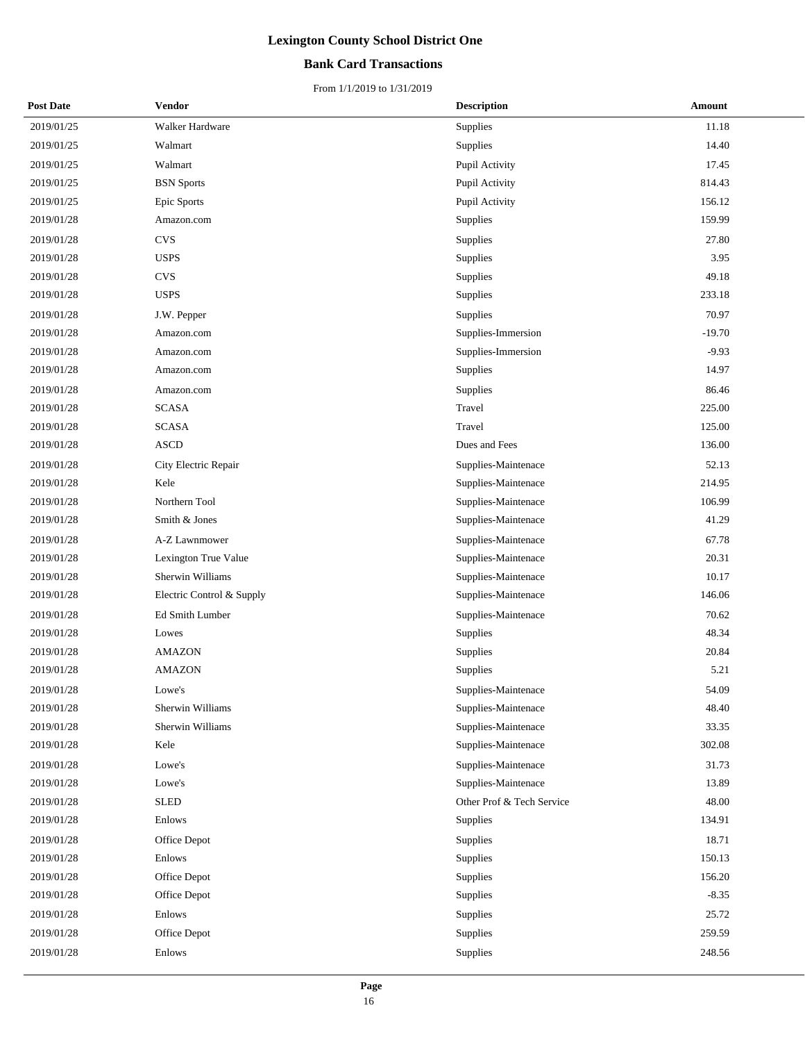# Lexington County School District One

## Bank Card Transactions

From 1/1/2019 to 1/31/2019

| Post Date | Vendor | Description | Amount |
|---|---|---|---|
| 2019/01/25 | Walker Hardware | Supplies | 11.18 |
| 2019/01/25 | Walmart | Supplies | 14.40 |
| 2019/01/25 | Walmart | Pupil Activity | 17.45 |
| 2019/01/25 | BSN Sports | Pupil Activity | 814.43 |
| 2019/01/25 | Epic Sports | Pupil Activity | 156.12 |
| 2019/01/28 | Amazon.com | Supplies | 159.99 |
| 2019/01/28 | CVS | Supplies | 27.80 |
| 2019/01/28 | USPS | Supplies | 3.95 |
| 2019/01/28 | CVS | Supplies | 49.18 |
| 2019/01/28 | USPS | Supplies | 233.18 |
| 2019/01/28 | J.W. Pepper | Supplies | 70.97 |
| 2019/01/28 | Amazon.com | Supplies-Immersion | -19.70 |
| 2019/01/28 | Amazon.com | Supplies-Immersion | -9.93 |
| 2019/01/28 | Amazon.com | Supplies | 14.97 |
| 2019/01/28 | Amazon.com | Supplies | 86.46 |
| 2019/01/28 | SCASA | Travel | 225.00 |
| 2019/01/28 | SCASA | Travel | 125.00 |
| 2019/01/28 | ASCD | Dues and Fees | 136.00 |
| 2019/01/28 | City Electric Repair | Supplies-Maintenace | 52.13 |
| 2019/01/28 | Kele | Supplies-Maintenace | 214.95 |
| 2019/01/28 | Northern Tool | Supplies-Maintenace | 106.99 |
| 2019/01/28 | Smith & Jones | Supplies-Maintenace | 41.29 |
| 2019/01/28 | A-Z Lawnmower | Supplies-Maintenace | 67.78 |
| 2019/01/28 | Lexington True Value | Supplies-Maintenace | 20.31 |
| 2019/01/28 | Sherwin Williams | Supplies-Maintenace | 10.17 |
| 2019/01/28 | Electric Control & Supply | Supplies-Maintenace | 146.06 |
| 2019/01/28 | Ed Smith Lumber | Supplies-Maintenace | 70.62 |
| 2019/01/28 | Lowes | Supplies | 48.34 |
| 2019/01/28 | AMAZON | Supplies | 20.84 |
| 2019/01/28 | AMAZON | Supplies | 5.21 |
| 2019/01/28 | Lowe's | Supplies-Maintenace | 54.09 |
| 2019/01/28 | Sherwin Williams | Supplies-Maintenace | 48.40 |
| 2019/01/28 | Sherwin Williams | Supplies-Maintenace | 33.35 |
| 2019/01/28 | Kele | Supplies-Maintenace | 302.08 |
| 2019/01/28 | Lowe's | Supplies-Maintenace | 31.73 |
| 2019/01/28 | Lowe's | Supplies-Maintenace | 13.89 |
| 2019/01/28 | SLED | Other Prof & Tech Service | 48.00 |
| 2019/01/28 | Enlows | Supplies | 134.91 |
| 2019/01/28 | Office Depot | Supplies | 18.71 |
| 2019/01/28 | Enlows | Supplies | 150.13 |
| 2019/01/28 | Office Depot | Supplies | 156.20 |
| 2019/01/28 | Office Depot | Supplies | -8.35 |
| 2019/01/28 | Enlows | Supplies | 25.72 |
| 2019/01/28 | Office Depot | Supplies | 259.59 |
| 2019/01/28 | Enlows | Supplies | 248.56 |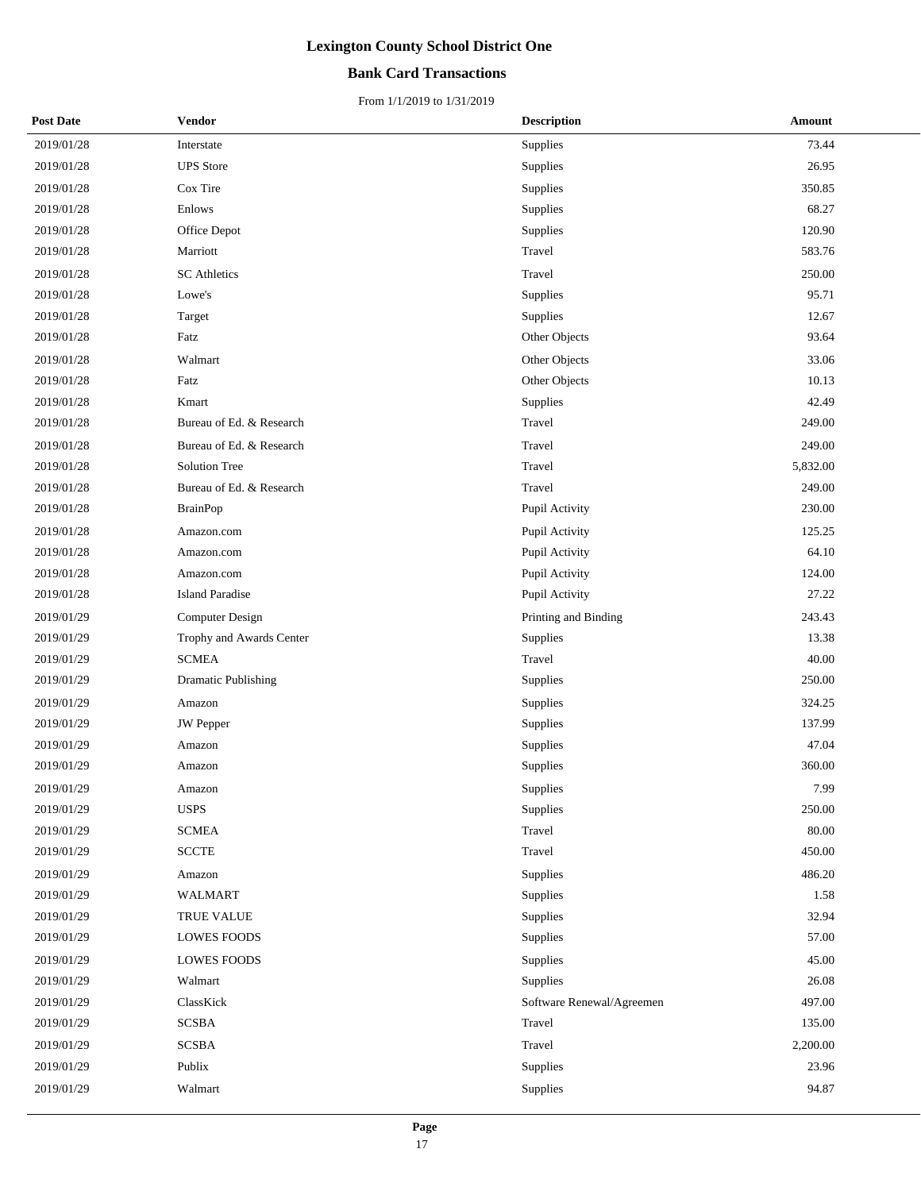# Lexington County School District One

## Bank Card Transactions

From 1/1/2019 to 1/31/2019

| Post Date | Vendor | Description | Amount |
| --- | --- | --- | --- |
| 2019/01/28 | Interstate | Supplies | 73.44 |
| 2019/01/28 | UPS Store | Supplies | 26.95 |
| 2019/01/28 | Cox Tire | Supplies | 350.85 |
| 2019/01/28 | Enlows | Supplies | 68.27 |
| 2019/01/28 | Office Depot | Supplies | 120.90 |
| 2019/01/28 | Marriott | Travel | 583.76 |
| 2019/01/28 | SC Athletics | Travel | 250.00 |
| 2019/01/28 | Lowe's | Supplies | 95.71 |
| 2019/01/28 | Target | Supplies | 12.67 |
| 2019/01/28 | Fatz | Other Objects | 93.64 |
| 2019/01/28 | Walmart | Other Objects | 33.06 |
| 2019/01/28 | Fatz | Other Objects | 10.13 |
| 2019/01/28 | Kmart | Supplies | 42.49 |
| 2019/01/28 | Bureau of Ed. & Research | Travel | 249.00 |
| 2019/01/28 | Bureau of Ed. & Research | Travel | 249.00 |
| 2019/01/28 | Solution Tree | Travel | 5,832.00 |
| 2019/01/28 | Bureau of Ed. & Research | Travel | 249.00 |
| 2019/01/28 | BrainPop | Pupil Activity | 230.00 |
| 2019/01/28 | Amazon.com | Pupil Activity | 125.25 |
| 2019/01/28 | Amazon.com | Pupil Activity | 64.10 |
| 2019/01/28 | Amazon.com | Pupil Activity | 124.00 |
| 2019/01/28 | Island Paradise | Pupil Activity | 27.22 |
| 2019/01/29 | Computer Design | Printing and Binding | 243.43 |
| 2019/01/29 | Trophy and Awards Center | Supplies | 13.38 |
| 2019/01/29 | SCMEA | Travel | 40.00 |
| 2019/01/29 | Dramatic Publishing | Supplies | 250.00 |
| 2019/01/29 | Amazon | Supplies | 324.25 |
| 2019/01/29 | JW Pepper | Supplies | 137.99 |
| 2019/01/29 | Amazon | Supplies | 47.04 |
| 2019/01/29 | Amazon | Supplies | 360.00 |
| 2019/01/29 | Amazon | Supplies | 7.99 |
| 2019/01/29 | USPS | Supplies | 250.00 |
| 2019/01/29 | SCMEA | Travel | 80.00 |
| 2019/01/29 | SCCTE | Travel | 450.00 |
| 2019/01/29 | Amazon | Supplies | 486.20 |
| 2019/01/29 | WALMART | Supplies | 1.58 |
| 2019/01/29 | TRUE VALUE | Supplies | 32.94 |
| 2019/01/29 | LOWES FOODS | Supplies | 57.00 |
| 2019/01/29 | LOWES FOODS | Supplies | 45.00 |
| 2019/01/29 | Walmart | Supplies | 26.08 |
| 2019/01/29 | ClassKick | Software Renewal/Agreemen | 497.00 |
| 2019/01/29 | SCSBA | Travel | 135.00 |
| 2019/01/29 | SCSBA | Travel | 2,200.00 |
| 2019/01/29 | Publix | Supplies | 23.96 |
| 2019/01/29 | Walmart | Supplies | 94.87 |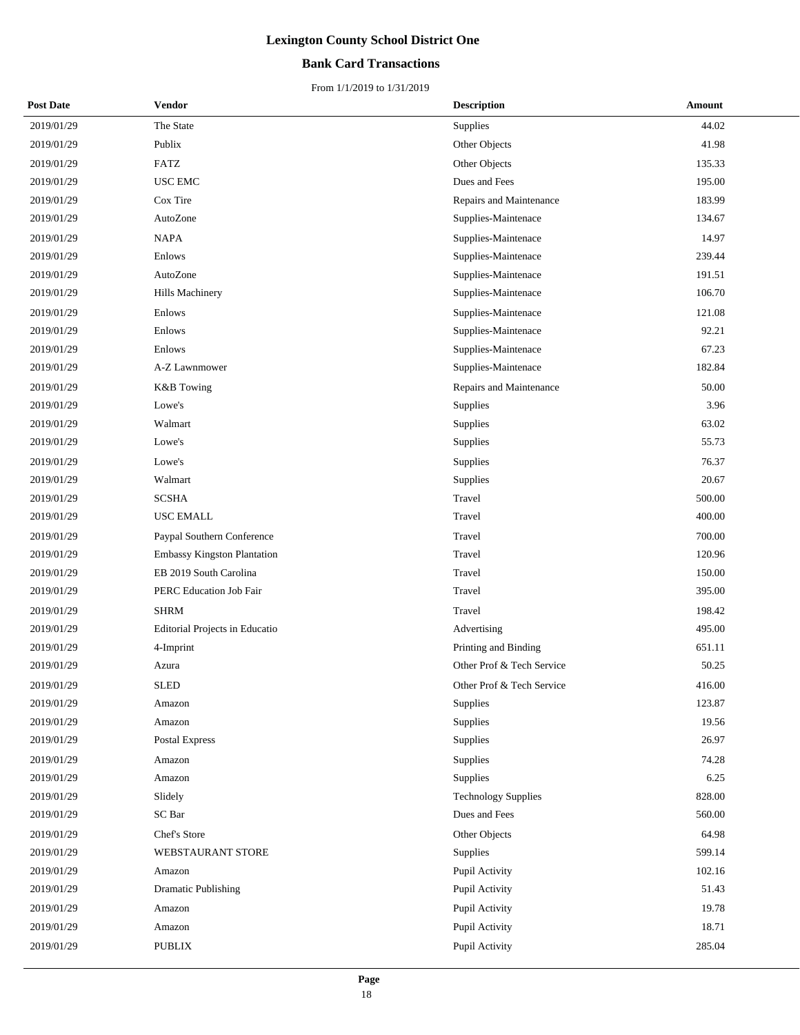# Lexington County School District One

## Bank Card Transactions

From 1/1/2019 to 1/31/2019

| Post Date | Vendor | Description | Amount |
|---|---|---|---|
| 2019/01/29 | The State | Supplies | 44.02 |
| 2019/01/29 | Publix | Other Objects | 41.98 |
| 2019/01/29 | FATZ | Other Objects | 135.33 |
| 2019/01/29 | USC EMC | Dues and Fees | 195.00 |
| 2019/01/29 | Cox Tire | Repairs and Maintenance | 183.99 |
| 2019/01/29 | AutoZone | Supplies-Maintenace | 134.67 |
| 2019/01/29 | NAPA | Supplies-Maintenace | 14.97 |
| 2019/01/29 | Enlows | Supplies-Maintenace | 239.44 |
| 2019/01/29 | AutoZone | Supplies-Maintenace | 191.51 |
| 2019/01/29 | Hills Machinery | Supplies-Maintenace | 106.70 |
| 2019/01/29 | Enlows | Supplies-Maintenace | 121.08 |
| 2019/01/29 | Enlows | Supplies-Maintenace | 92.21 |
| 2019/01/29 | Enlows | Supplies-Maintenace | 67.23 |
| 2019/01/29 | A-Z Lawnmower | Supplies-Maintenace | 182.84 |
| 2019/01/29 | K&B Towing | Repairs and Maintenance | 50.00 |
| 2019/01/29 | Lowe's | Supplies | 3.96 |
| 2019/01/29 | Walmart | Supplies | 63.02 |
| 2019/01/29 | Lowe's | Supplies | 55.73 |
| 2019/01/29 | Lowe's | Supplies | 76.37 |
| 2019/01/29 | Walmart | Supplies | 20.67 |
| 2019/01/29 | SCSHA | Travel | 500.00 |
| 2019/01/29 | USC EMALL | Travel | 400.00 |
| 2019/01/29 | Paypal Southern Conference | Travel | 700.00 |
| 2019/01/29 | Embassy Kingston Plantation | Travel | 120.96 |
| 2019/01/29 | EB 2019 South Carolina | Travel | 150.00 |
| 2019/01/29 | PERC Education Job Fair | Travel | 395.00 |
| 2019/01/29 | SHRM | Travel | 198.42 |
| 2019/01/29 | Editorial Projects in Educatio | Advertising | 495.00 |
| 2019/01/29 | 4-Imprint | Printing and Binding | 651.11 |
| 2019/01/29 | Azura | Other Prof & Tech Service | 50.25 |
| 2019/01/29 | SLED | Other Prof & Tech Service | 416.00 |
| 2019/01/29 | Amazon | Supplies | 123.87 |
| 2019/01/29 | Amazon | Supplies | 19.56 |
| 2019/01/29 | Postal Express | Supplies | 26.97 |
| 2019/01/29 | Amazon | Supplies | 74.28 |
| 2019/01/29 | Amazon | Supplies | 6.25 |
| 2019/01/29 | Slidely | Technology Supplies | 828.00 |
| 2019/01/29 | SC Bar | Dues and Fees | 560.00 |
| 2019/01/29 | Chef's Store | Other Objects | 64.98 |
| 2019/01/29 | WEBSTAURANT STORE | Supplies | 599.14 |
| 2019/01/29 | Amazon | Pupil Activity | 102.16 |
| 2019/01/29 | Dramatic Publishing | Pupil Activity | 51.43 |
| 2019/01/29 | Amazon | Pupil Activity | 19.78 |
| 2019/01/29 | Amazon | Pupil Activity | 18.71 |
| 2019/01/29 | PUBLIX | Pupil Activity | 285.04 |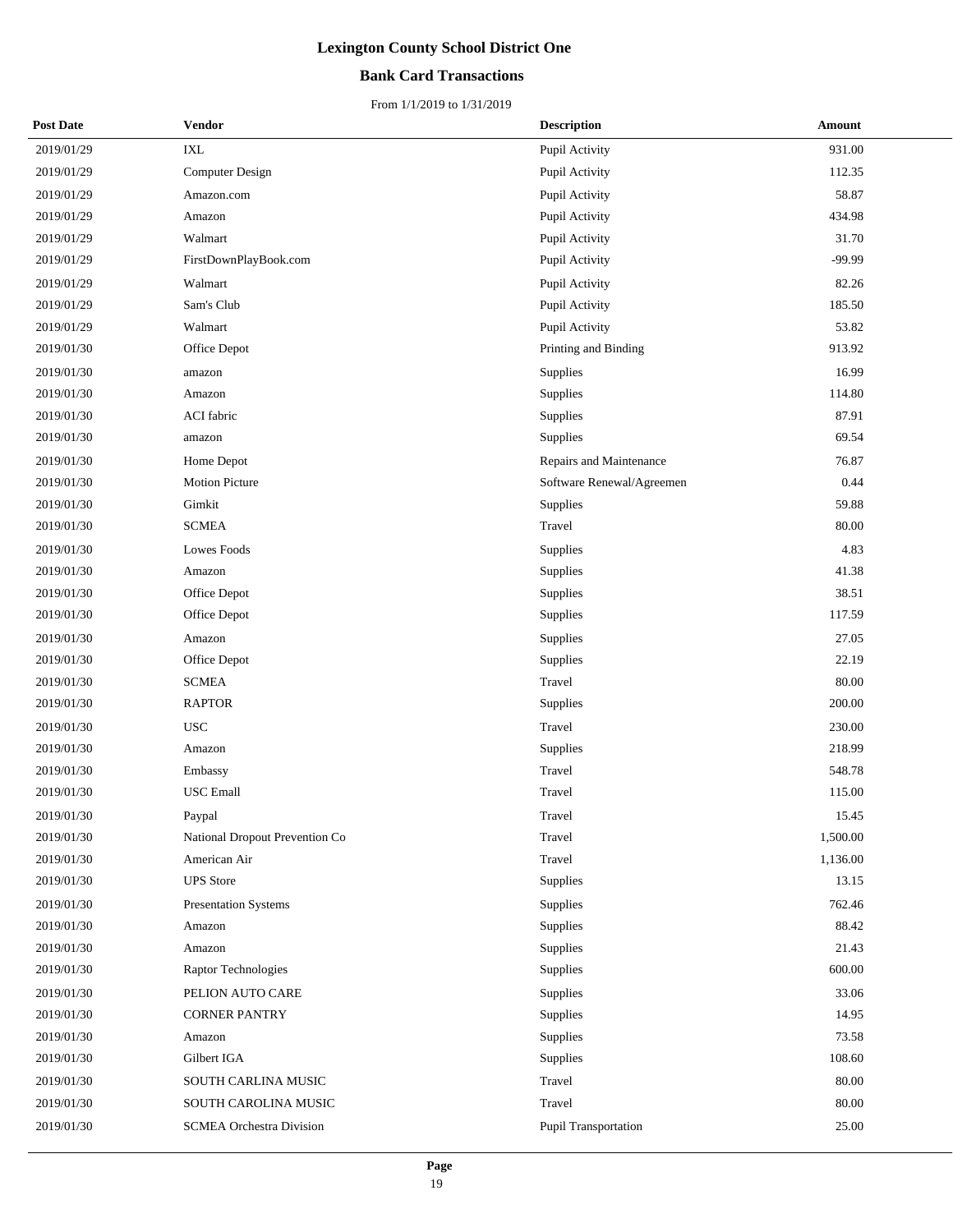# Lexington County School District One

## Bank Card Transactions

From 1/1/2019 to 1/31/2019

| Post Date | Vendor | Description | Amount |
|---|---|---|---|
| 2019/01/29 | IXL | Pupil Activity | 931.00 |
| 2019/01/29 | Computer Design | Pupil Activity | 112.35 |
| 2019/01/29 | Amazon.com | Pupil Activity | 58.87 |
| 2019/01/29 | Amazon | Pupil Activity | 434.98 |
| 2019/01/29 | Walmart | Pupil Activity | 31.70 |
| 2019/01/29 | FirstDownPlayBook.com | Pupil Activity | -99.99 |
| 2019/01/29 | Walmart | Pupil Activity | 82.26 |
| 2019/01/29 | Sam's Club | Pupil Activity | 185.50 |
| 2019/01/29 | Walmart | Pupil Activity | 53.82 |
| 2019/01/30 | Office Depot | Printing and Binding | 913.92 |
| 2019/01/30 | amazon | Supplies | 16.99 |
| 2019/01/30 | Amazon | Supplies | 114.80 |
| 2019/01/30 | ACI fabric | Supplies | 87.91 |
| 2019/01/30 | amazon | Supplies | 69.54 |
| 2019/01/30 | Home Depot | Repairs and Maintenance | 76.87 |
| 2019/01/30 | Motion Picture | Software Renewal/Agreemen | 0.44 |
| 2019/01/30 | Gimkit | Supplies | 59.88 |
| 2019/01/30 | SCMEA | Travel | 80.00 |
| 2019/01/30 | Lowes Foods | Supplies | 4.83 |
| 2019/01/30 | Amazon | Supplies | 41.38 |
| 2019/01/30 | Office Depot | Supplies | 38.51 |
| 2019/01/30 | Office Depot | Supplies | 117.59 |
| 2019/01/30 | Amazon | Supplies | 27.05 |
| 2019/01/30 | Office Depot | Supplies | 22.19 |
| 2019/01/30 | SCMEA | Travel | 80.00 |
| 2019/01/30 | RAPTOR | Supplies | 200.00 |
| 2019/01/30 | USC | Travel | 230.00 |
| 2019/01/30 | Amazon | Supplies | 218.99 |
| 2019/01/30 | Embassy | Travel | 548.78 |
| 2019/01/30 | USC Emall | Travel | 115.00 |
| 2019/01/30 | Paypal | Travel | 15.45 |
| 2019/01/30 | National Dropout Prevention Co | Travel | 1,500.00 |
| 2019/01/30 | American Air | Travel | 1,136.00 |
| 2019/01/30 | UPS Store | Supplies | 13.15 |
| 2019/01/30 | Presentation Systems | Supplies | 762.46 |
| 2019/01/30 | Amazon | Supplies | 88.42 |
| 2019/01/30 | Amazon | Supplies | 21.43 |
| 2019/01/30 | Raptor Technologies | Supplies | 600.00 |
| 2019/01/30 | PELION AUTO CARE | Supplies | 33.06 |
| 2019/01/30 | CORNER PANTRY | Supplies | 14.95 |
| 2019/01/30 | Amazon | Supplies | 73.58 |
| 2019/01/30 | Gilbert IGA | Supplies | 108.60 |
| 2019/01/30 | SOUTH CARLINA MUSIC | Travel | 80.00 |
| 2019/01/30 | SOUTH CAROLINA MUSIC | Travel | 80.00 |
| 2019/01/30 | SCMEA Orchestra Division | Pupil Transportation | 25.00 |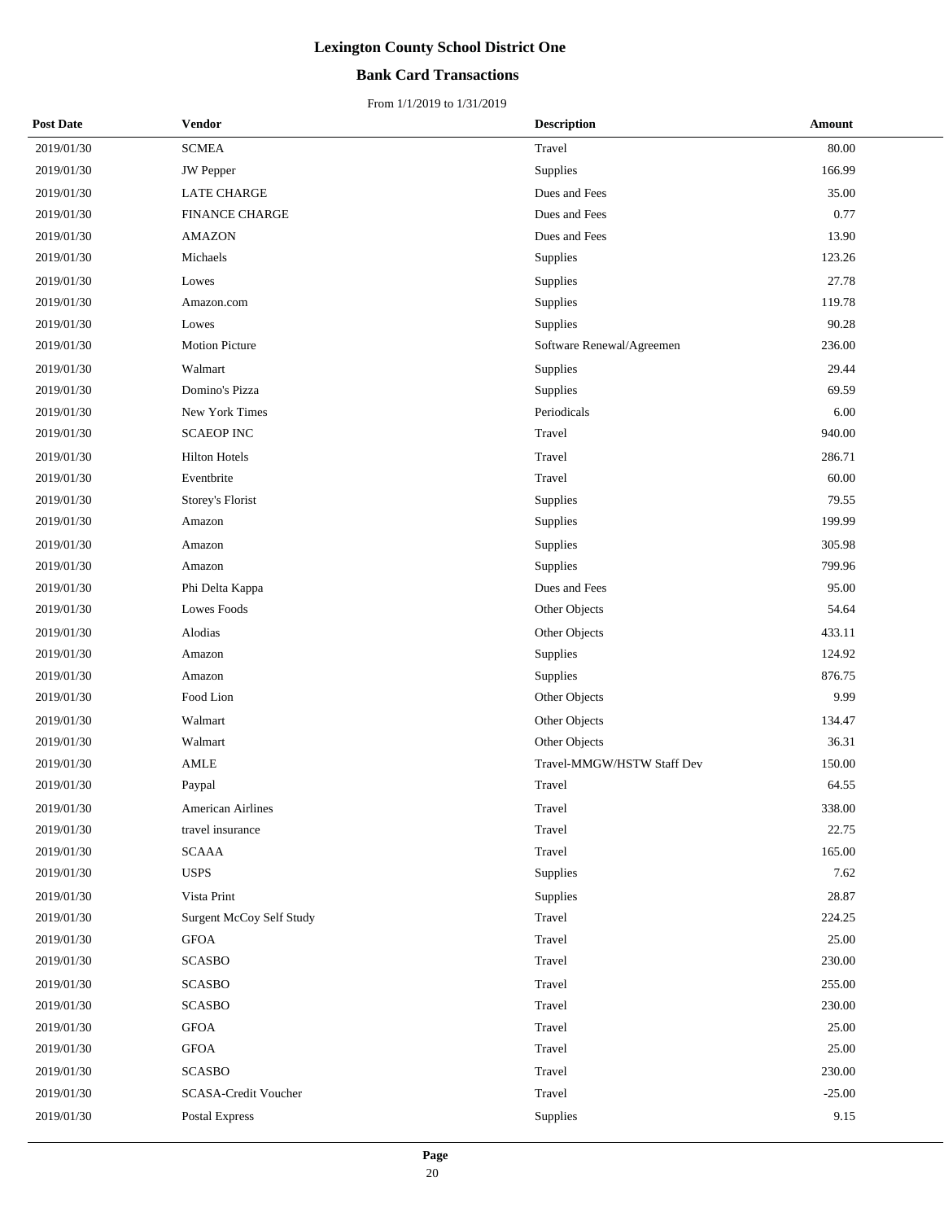# Lexington County School District One

## Bank Card Transactions

From 1/1/2019 to 1/31/2019

| Post Date | Vendor | Description | Amount |
|---|---|---|---|
| 2019/01/30 | SCMEA | Travel | 80.00 |
| 2019/01/30 | JW Pepper | Supplies | 166.99 |
| 2019/01/30 | LATE CHARGE | Dues and Fees | 35.00 |
| 2019/01/30 | FINANCE CHARGE | Dues and Fees | 0.77 |
| 2019/01/30 | AMAZON | Dues and Fees | 13.90 |
| 2019/01/30 | Michaels | Supplies | 123.26 |
| 2019/01/30 | Lowes | Supplies | 27.78 |
| 2019/01/30 | Amazon.com | Supplies | 119.78 |
| 2019/01/30 | Lowes | Supplies | 90.28 |
| 2019/01/30 | Motion Picture | Software Renewal/Agreemen | 236.00 |
| 2019/01/30 | Walmart | Supplies | 29.44 |
| 2019/01/30 | Domino's Pizza | Supplies | 69.59 |
| 2019/01/30 | New York Times | Periodicals | 6.00 |
| 2019/01/30 | SCAEOP INC | Travel | 940.00 |
| 2019/01/30 | Hilton Hotels | Travel | 286.71 |
| 2019/01/30 | Eventbrite | Travel | 60.00 |
| 2019/01/30 | Storey's Florist | Supplies | 79.55 |
| 2019/01/30 | Amazon | Supplies | 199.99 |
| 2019/01/30 | Amazon | Supplies | 305.98 |
| 2019/01/30 | Amazon | Supplies | 799.96 |
| 2019/01/30 | Phi Delta Kappa | Dues and Fees | 95.00 |
| 2019/01/30 | Lowes Foods | Other Objects | 54.64 |
| 2019/01/30 | Alodias | Other Objects | 433.11 |
| 2019/01/30 | Amazon | Supplies | 124.92 |
| 2019/01/30 | Amazon | Supplies | 876.75 |
| 2019/01/30 | Food Lion | Other Objects | 9.99 |
| 2019/01/30 | Walmart | Other Objects | 134.47 |
| 2019/01/30 | Walmart | Other Objects | 36.31 |
| 2019/01/30 | AMLE | Travel-MMGW/HSTW Staff Dev | 150.00 |
| 2019/01/30 | Paypal | Travel | 64.55 |
| 2019/01/30 | American Airlines | Travel | 338.00 |
| 2019/01/30 | travel insurance | Travel | 22.75 |
| 2019/01/30 | SCAAA | Travel | 165.00 |
| 2019/01/30 | USPS | Supplies | 7.62 |
| 2019/01/30 | Vista Print | Supplies | 28.87 |
| 2019/01/30 | Surgent McCoy Self Study | Travel | 224.25 |
| 2019/01/30 | GFOA | Travel | 25.00 |
| 2019/01/30 | SCASBO | Travel | 230.00 |
| 2019/01/30 | SCASBO | Travel | 255.00 |
| 2019/01/30 | SCASBO | Travel | 230.00 |
| 2019/01/30 | GFOA | Travel | 25.00 |
| 2019/01/30 | GFOA | Travel | 25.00 |
| 2019/01/30 | SCASBO | Travel | 230.00 |
| 2019/01/30 | SCASA-Credit Voucher | Travel | -25.00 |
| 2019/01/30 | Postal Express | Supplies | 9.15 |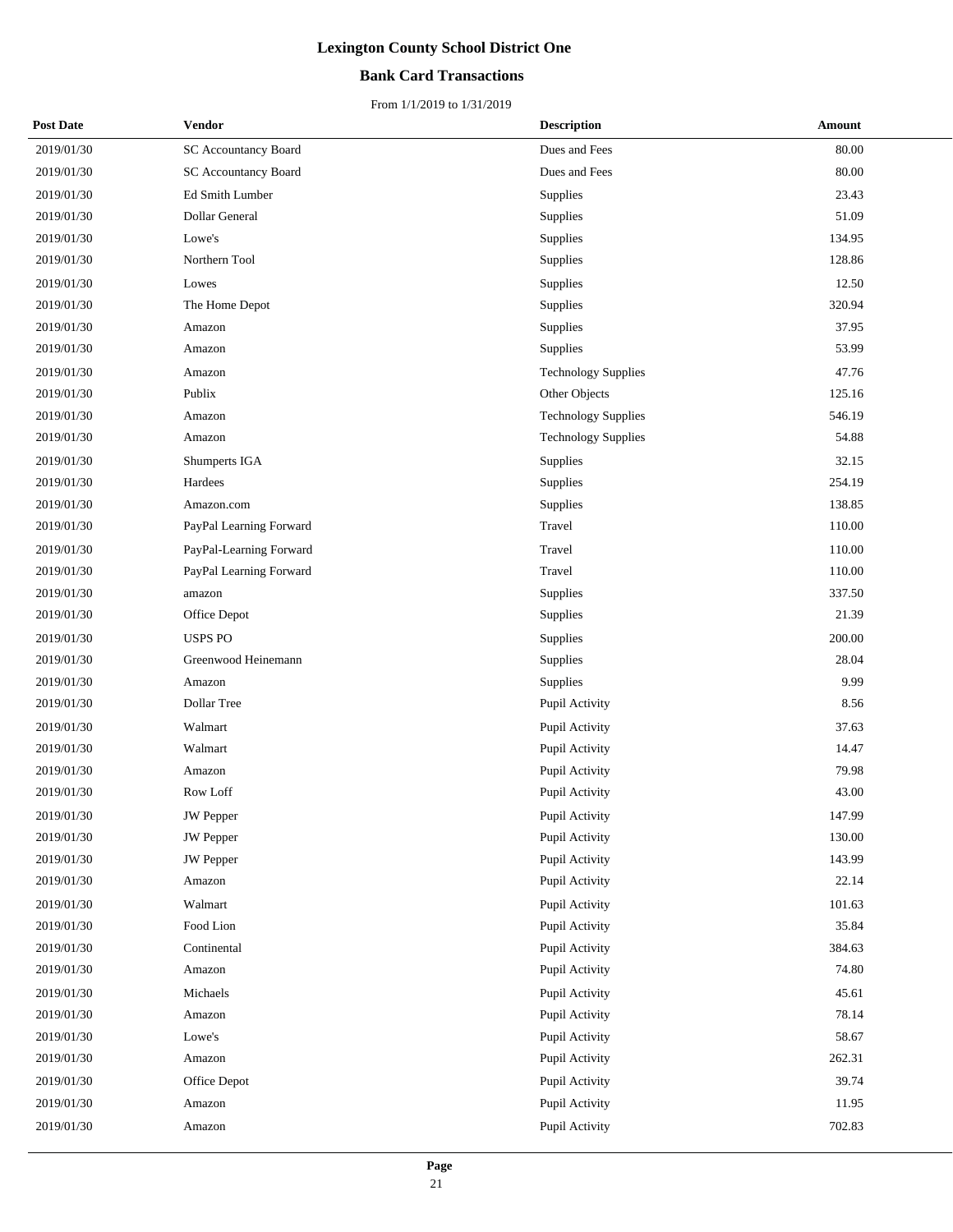# Lexington County School District One

## Bank Card Transactions

From 1/1/2019 to 1/31/2019

| Post Date | Vendor | Description | Amount |
|---|---|---|---|
| 2019/01/30 | SC Accountancy Board | Dues and Fees | 80.00 |
| 2019/01/30 | SC Accountancy Board | Dues and Fees | 80.00 |
| 2019/01/30 | Ed Smith Lumber | Supplies | 23.43 |
| 2019/01/30 | Dollar General | Supplies | 51.09 |
| 2019/01/30 | Lowe's | Supplies | 134.95 |
| 2019/01/30 | Northern Tool | Supplies | 128.86 |
| 2019/01/30 | Lowes | Supplies | 12.50 |
| 2019/01/30 | The Home Depot | Supplies | 320.94 |
| 2019/01/30 | Amazon | Supplies | 37.95 |
| 2019/01/30 | Amazon | Supplies | 53.99 |
| 2019/01/30 | Amazon | Technology Supplies | 47.76 |
| 2019/01/30 | Publix | Other Objects | 125.16 |
| 2019/01/30 | Amazon | Technology Supplies | 546.19 |
| 2019/01/30 | Amazon | Technology Supplies | 54.88 |
| 2019/01/30 | Shumperts IGA | Supplies | 32.15 |
| 2019/01/30 | Hardees | Supplies | 254.19 |
| 2019/01/30 | Amazon.com | Supplies | 138.85 |
| 2019/01/30 | PayPal Learning Forward | Travel | 110.00 |
| 2019/01/30 | PayPal-Learning Forward | Travel | 110.00 |
| 2019/01/30 | PayPal Learning Forward | Travel | 110.00 |
| 2019/01/30 | amazon | Supplies | 337.50 |
| 2019/01/30 | Office Depot | Supplies | 21.39 |
| 2019/01/30 | USPS PO | Supplies | 200.00 |
| 2019/01/30 | Greenwood Heinemann | Supplies | 28.04 |
| 2019/01/30 | Amazon | Supplies | 9.99 |
| 2019/01/30 | Dollar Tree | Pupil Activity | 8.56 |
| 2019/01/30 | Walmart | Pupil Activity | 37.63 |
| 2019/01/30 | Walmart | Pupil Activity | 14.47 |
| 2019/01/30 | Amazon | Pupil Activity | 79.98 |
| 2019/01/30 | Row Loff | Pupil Activity | 43.00 |
| 2019/01/30 | JW Pepper | Pupil Activity | 147.99 |
| 2019/01/30 | JW Pepper | Pupil Activity | 130.00 |
| 2019/01/30 | JW Pepper | Pupil Activity | 143.99 |
| 2019/01/30 | Amazon | Pupil Activity | 22.14 |
| 2019/01/30 | Walmart | Pupil Activity | 101.63 |
| 2019/01/30 | Food Lion | Pupil Activity | 35.84 |
| 2019/01/30 | Continental | Pupil Activity | 384.63 |
| 2019/01/30 | Amazon | Pupil Activity | 74.80 |
| 2019/01/30 | Michaels | Pupil Activity | 45.61 |
| 2019/01/30 | Amazon | Pupil Activity | 78.14 |
| 2019/01/30 | Lowe's | Pupil Activity | 58.67 |
| 2019/01/30 | Amazon | Pupil Activity | 262.31 |
| 2019/01/30 | Office Depot | Pupil Activity | 39.74 |
| 2019/01/30 | Amazon | Pupil Activity | 11.95 |
| 2019/01/30 | Amazon | Pupil Activity | 702.83 |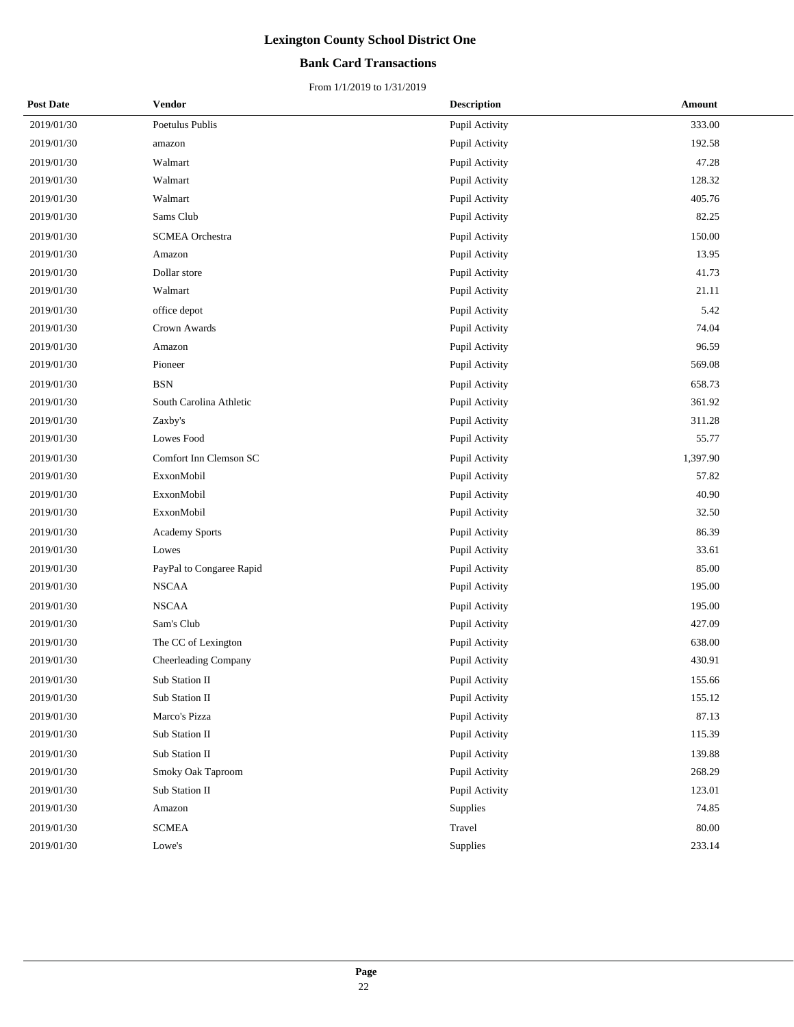# Lexington County School District One

## Bank Card Transactions

From 1/1/2019 to 1/31/2019

| Post Date | Vendor | Description | Amount |
|---|---|---|---|
| 2019/01/30 | Poetulus Publis | Pupil Activity | 333.00 |
| 2019/01/30 | amazon | Pupil Activity | 192.58 |
| 2019/01/30 | Walmart | Pupil Activity | 47.28 |
| 2019/01/30 | Walmart | Pupil Activity | 128.32 |
| 2019/01/30 | Walmart | Pupil Activity | 405.76 |
| 2019/01/30 | Sams Club | Pupil Activity | 82.25 |
| 2019/01/30 | SCMEA Orchestra | Pupil Activity | 150.00 |
| 2019/01/30 | Amazon | Pupil Activity | 13.95 |
| 2019/01/30 | Dollar store | Pupil Activity | 41.73 |
| 2019/01/30 | Walmart | Pupil Activity | 21.11 |
| 2019/01/30 | office depot | Pupil Activity | 5.42 |
| 2019/01/30 | Crown Awards | Pupil Activity | 74.04 |
| 2019/01/30 | Amazon | Pupil Activity | 96.59 |
| 2019/01/30 | Pioneer | Pupil Activity | 569.08 |
| 2019/01/30 | BSN | Pupil Activity | 658.73 |
| 2019/01/30 | South Carolina Athletic | Pupil Activity | 361.92 |
| 2019/01/30 | Zaxby's | Pupil Activity | 311.28 |
| 2019/01/30 | Lowes Food | Pupil Activity | 55.77 |
| 2019/01/30 | Comfort Inn Clemson SC | Pupil Activity | 1,397.90 |
| 2019/01/30 | ExxonMobil | Pupil Activity | 57.82 |
| 2019/01/30 | ExxonMobil | Pupil Activity | 40.90 |
| 2019/01/30 | ExxonMobil | Pupil Activity | 32.50 |
| 2019/01/30 | Academy Sports | Pupil Activity | 86.39 |
| 2019/01/30 | Lowes | Pupil Activity | 33.61 |
| 2019/01/30 | PayPal to Congaree Rapid | Pupil Activity | 85.00 |
| 2019/01/30 | NSCAA | Pupil Activity | 195.00 |
| 2019/01/30 | NSCAA | Pupil Activity | 195.00 |
| 2019/01/30 | Sam's Club | Pupil Activity | 427.09 |
| 2019/01/30 | The CC of Lexington | Pupil Activity | 638.00 |
| 2019/01/30 | Cheerleading Company | Pupil Activity | 430.91 |
| 2019/01/30 | Sub Station II | Pupil Activity | 155.66 |
| 2019/01/30 | Sub Station II | Pupil Activity | 155.12 |
| 2019/01/30 | Marco's Pizza | Pupil Activity | 87.13 |
| 2019/01/30 | Sub Station II | Pupil Activity | 115.39 |
| 2019/01/30 | Sub Station II | Pupil Activity | 139.88 |
| 2019/01/30 | Smoky Oak Taproom | Pupil Activity | 268.29 |
| 2019/01/30 | Sub Station II | Pupil Activity | 123.01 |
| 2019/01/30 | Amazon | Supplies | 74.85 |
| 2019/01/30 | SCMEA | Travel | 80.00 |
| 2019/01/30 | Lowe's | Supplies | 233.14 |